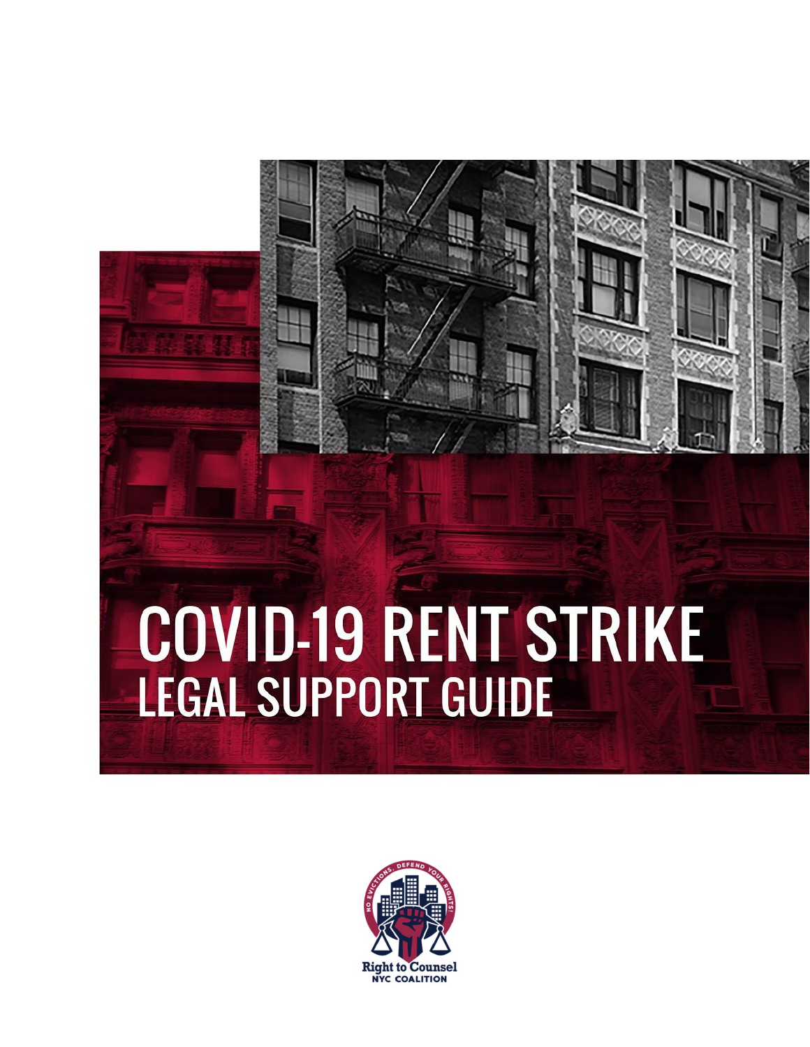# COVID-19 RENT STRIKE

## LEGAL SUPPORT GUIDE

NO EVICTIONS. DEFEND YOUR RIGHTS!

Right to Counsel
NYC COALITION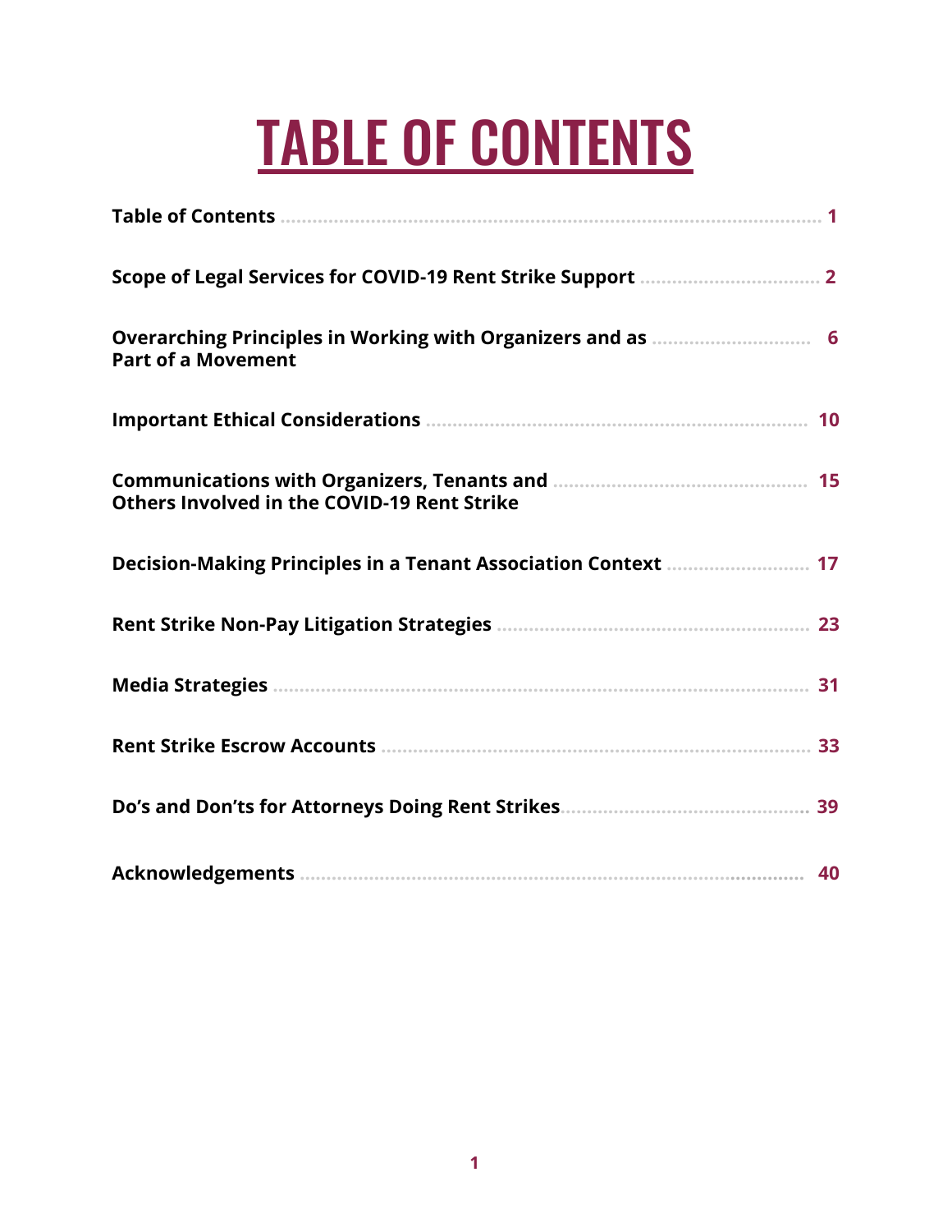# TABLE OF CONTENTS

| | |
|---|---|
| **Table of Contents** | **1** |
| **Scope of Legal Services for COVID-19 Rent Strike Support** | **2** |
| **Overarching Principles in Working with Organizers and as Part of a Movement** | **6** |
| **Important Ethical Considerations** | **10** |
| **Communications with Organizers, Tenants and Others Involved in the COVID-19 Rent Strike** | **15** |
| **Decision-Making Principles in a Tenant Association Context** | **17** |
| **Rent Strike Non-Pay Litigation Strategies** | **23** |
| **Media Strategies** | **31** |
| **Rent Strike Escrow Accounts** | **33** |
| **Do's and Don'ts for Attorneys Doing Rent Strikes** | **39** |
| **Acknowledgements** | **40** |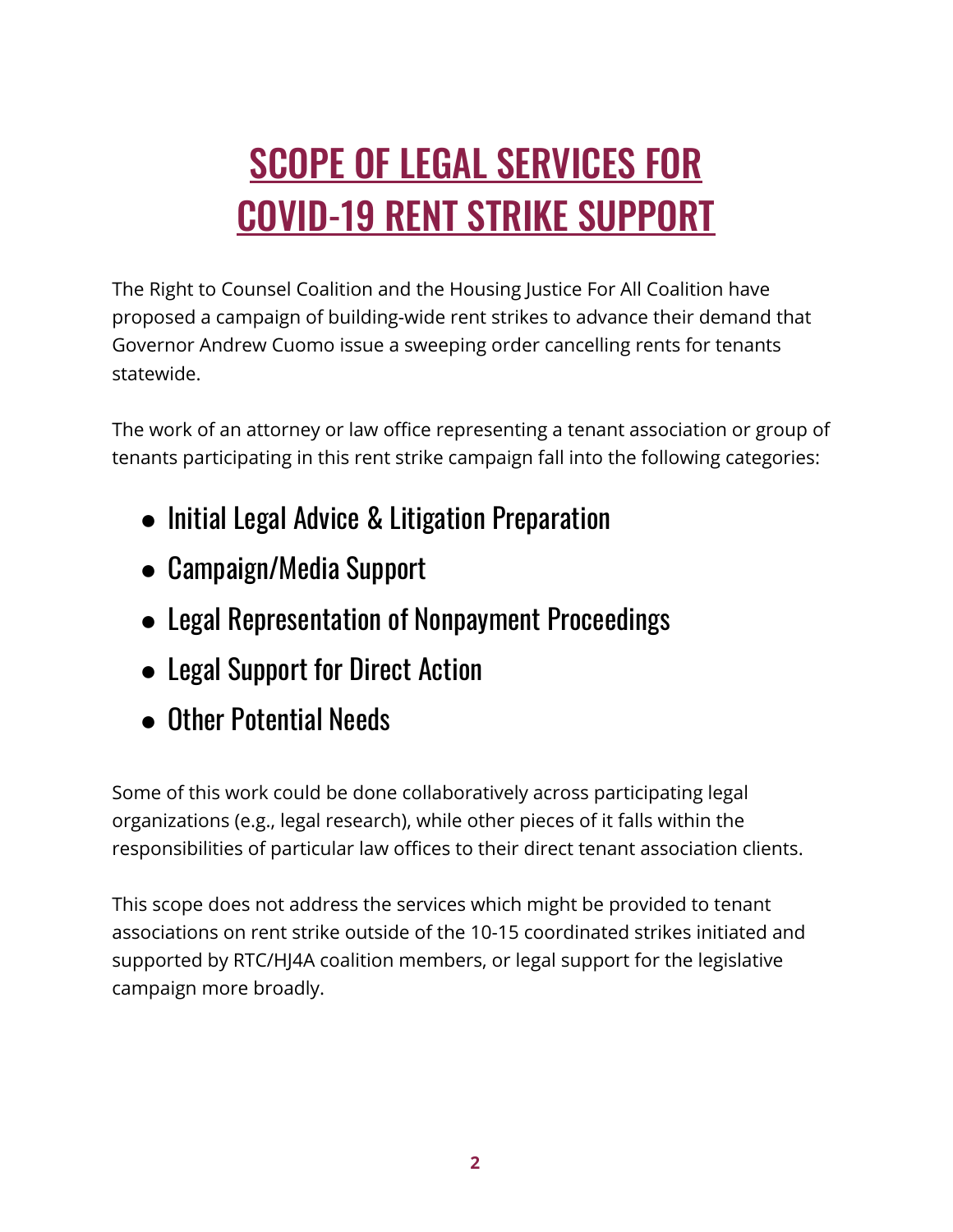# SCOPE OF LEGAL SERVICES FOR COVID-19 RENT STRIKE SUPPORT

The Right to Counsel Coalition and the Housing Justice For All Coalition have proposed a campaign of building-wide rent strikes to advance their demand that Governor Andrew Cuomo issue a sweeping order cancelling rents for tenants statewide.

The work of an attorney or law office representing a tenant association or group of tenants participating in this rent strike campaign fall into the following categories:

- Initial Legal Advice & Litigation Preparation
- Campaign/Media Support
- Legal Representation of Nonpayment Proceedings
- Legal Support for Direct Action
- Other Potential Needs

Some of this work could be done collaboratively across participating legal organizations (e.g., legal research), while other pieces of it falls within the responsibilities of particular law offices to their direct tenant association clients.

This scope does not address the services which might be provided to tenant associations on rent strike outside of the 10-15 coordinated strikes initiated and supported by RTC/HJ4A coalition members, or legal support for the legislative campaign more broadly.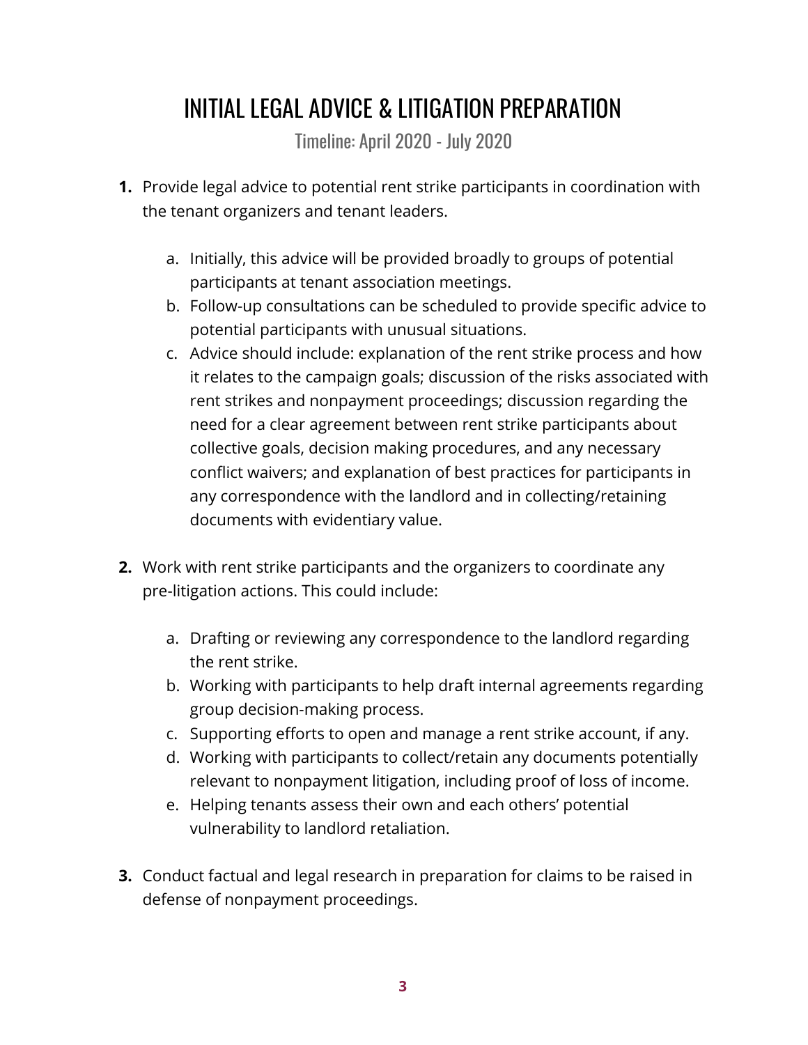# INITIAL LEGAL ADVICE & LITIGATION PREPARATION

Timeline: April 2020 - July 2020

1. Provide legal advice to potential rent strike participants in coordination with the tenant organizers and tenant leaders.

    a. Initially, this advice will be provided broadly to groups of potential participants at tenant association meetings.
    b. Follow-up consultations can be scheduled to provide specific advice to potential participants with unusual situations.
    c. Advice should include: explanation of the rent strike process and how it relates to the campaign goals; discussion of the risks associated with rent strikes and nonpayment proceedings; discussion regarding the need for a clear agreement between rent strike participants about collective goals, decision making procedures, and any necessary conflict waivers; and explanation of best practices for participants in any correspondence with the landlord and in collecting/retaining documents with evidentiary value.

2. Work with rent strike participants and the organizers to coordinate any pre-litigation actions. This could include:

    a. Drafting or reviewing any correspondence to the landlord regarding the rent strike.
    b. Working with participants to help draft internal agreements regarding group decision-making process.
    c. Supporting efforts to open and manage a rent strike account, if any.
    d. Working with participants to collect/retain any documents potentially relevant to nonpayment litigation, including proof of loss of income.
    e. Helping tenants assess their own and each others' potential vulnerability to landlord retaliation.

3. Conduct factual and legal research in preparation for claims to be raised in defense of nonpayment proceedings.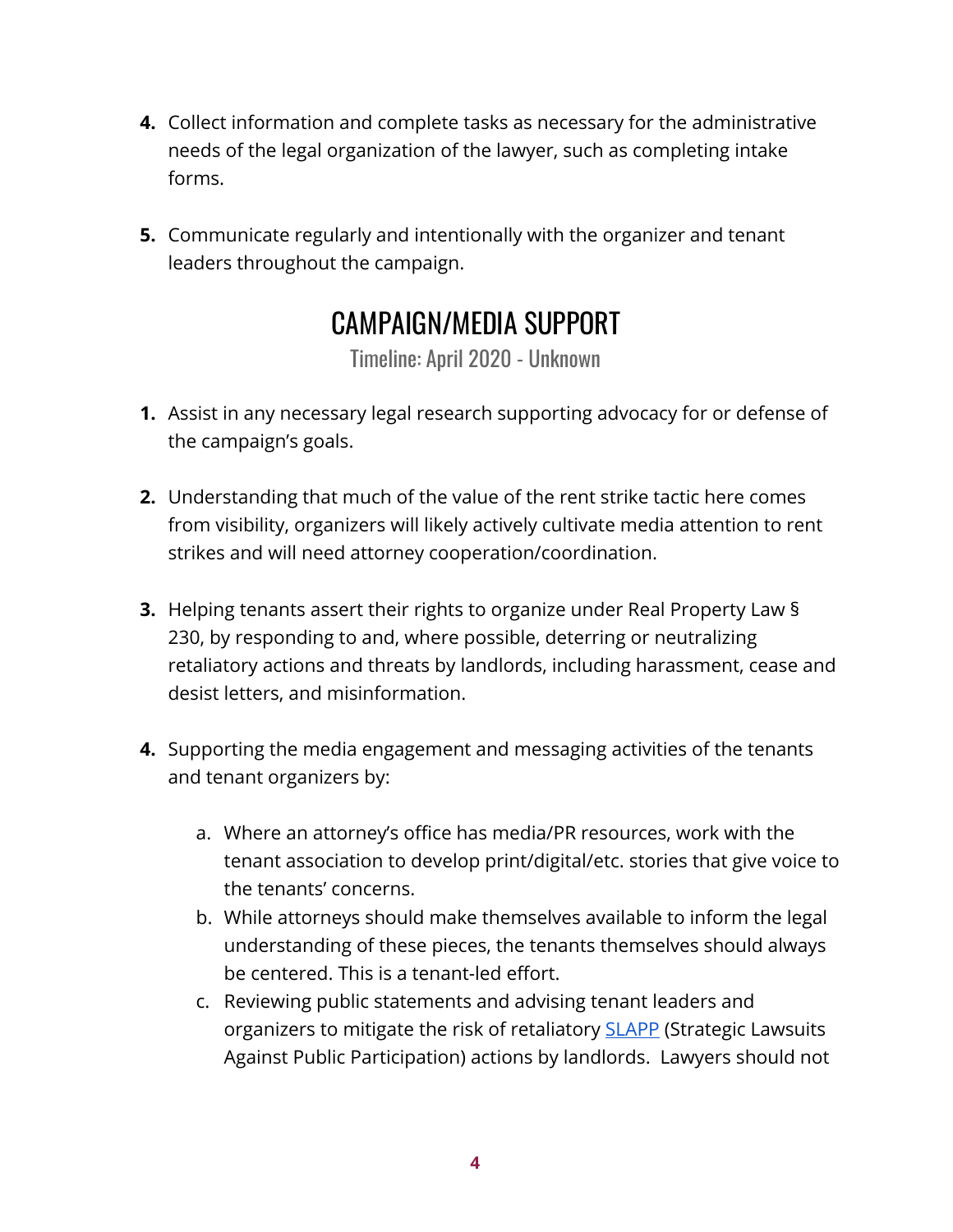4. Collect information and complete tasks as necessary for the administrative needs of the legal organization of the lawyer, such as completing intake forms.

5. Communicate regularly and intentionally with the organizer and tenant leaders throughout the campaign.

## CAMPAIGN/MEDIA SUPPORT

Timeline: April 2020 - Unknown

1. Assist in any necessary legal research supporting advocacy for or defense of the campaign's goals.

2. Understanding that much of the value of the rent strike tactic here comes from visibility, organizers will likely actively cultivate media attention to rent strikes and will need attorney cooperation/coordination.

3. Helping tenants assert their rights to organize under Real Property Law § 230, by responding to and, where possible, deterring or neutralizing retaliatory actions and threats by landlords, including harassment, cease and desist letters, and misinformation.

4. Supporting the media engagement and messaging activities of the tenants and tenant organizers by:

    a. Where an attorney's office has media/PR resources, work with the tenant association to develop print/digital/etc. stories that give voice to the tenants' concerns.
    b. While attorneys should make themselves available to inform the legal understanding of these pieces, the tenants themselves should always be centered. This is a tenant-led effort.
    c. Reviewing public statements and advising tenant leaders and organizers to mitigate the risk of retaliatory SLAPP (Strategic Lawsuits Against Public Participation) actions by landlords. Lawyers should not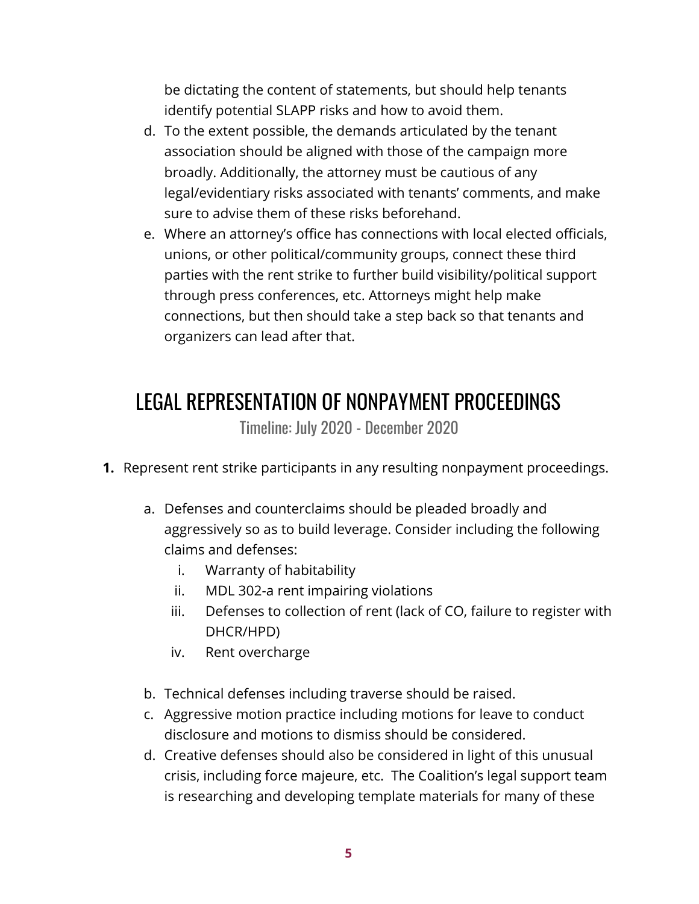be dictating the content of statements, but should help tenants identify potential SLAPP risks and how to avoid them.

d. To the extent possible, the demands articulated by the tenant association should be aligned with those of the campaign more broadly. Additionally, the attorney must be cautious of any legal/evidentiary risks associated with tenants' comments, and make sure to advise them of these risks beforehand.

e. Where an attorney's office has connections with local elected officials, unions, or other political/community groups, connect these third parties with the rent strike to further build visibility/political support through press conferences, etc. Attorneys might help make connections, but then should take a step back so that tenants and organizers can lead after that.

## LEGAL REPRESENTATION OF NONPAYMENT PROCEEDINGS

Timeline: July 2020 - December 2020

**1.** Represent rent strike participants in any resulting nonpayment proceedings.

   a. Defenses and counterclaims should be pleaded broadly and aggressively so as to build leverage. Consider including the following claims and defenses:
      i. Warranty of habitability
      ii. MDL 302-a rent impairing violations
      iii. Defenses to collection of rent (lack of CO, failure to register with DHCR/HPD)
      iv. Rent overcharge

   b. Technical defenses including traverse should be raised.

   c. Aggressive motion practice including motions for leave to conduct disclosure and motions to dismiss should be considered.

   d. Creative defenses should also be considered in light of this unusual crisis, including force majeure, etc. The Coalition's legal support team is researching and developing template materials for many of these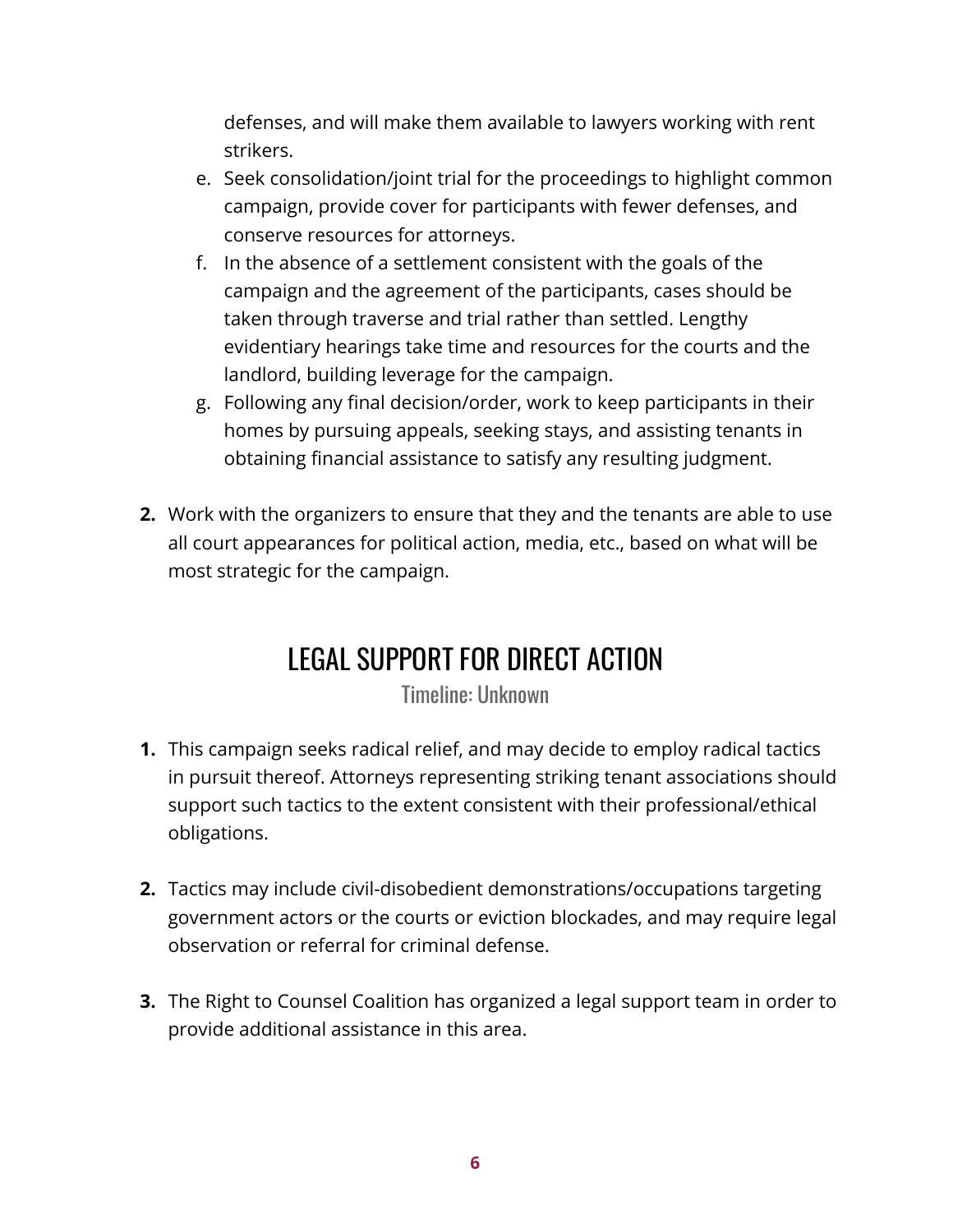defenses, and will make them available to lawyers working with rent strikers.

e. Seek consolidation/joint trial for the proceedings to highlight common campaign, provide cover for participants with fewer defenses, and conserve resources for attorneys.
f. In the absence of a settlement consistent with the goals of the campaign and the agreement of the participants, cases should be taken through traverse and trial rather than settled. Lengthy evidentiary hearings take time and resources for the courts and the landlord, building leverage for the campaign.
g. Following any final decision/order, work to keep participants in their homes by pursuing appeals, seeking stays, and assisting tenants in obtaining financial assistance to satisfy any resulting judgment.

**2.** Work with the organizers to ensure that they and the tenants are able to use all court appearances for political action, media, etc., based on what will be most strategic for the campaign.

## LEGAL SUPPORT FOR DIRECT ACTION

Timeline: Unknown

**1.** This campaign seeks radical relief, and may decide to employ radical tactics in pursuit thereof. Attorneys representing striking tenant associations should support such tactics to the extent consistent with their professional/ethical obligations.

**2.** Tactics may include civil-disobedient demonstrations/occupations targeting government actors or the courts or eviction blockades, and may require legal observation or referral for criminal defense.

**3.** The Right to Counsel Coalition has organized a legal support team in order to provide additional assistance in this area.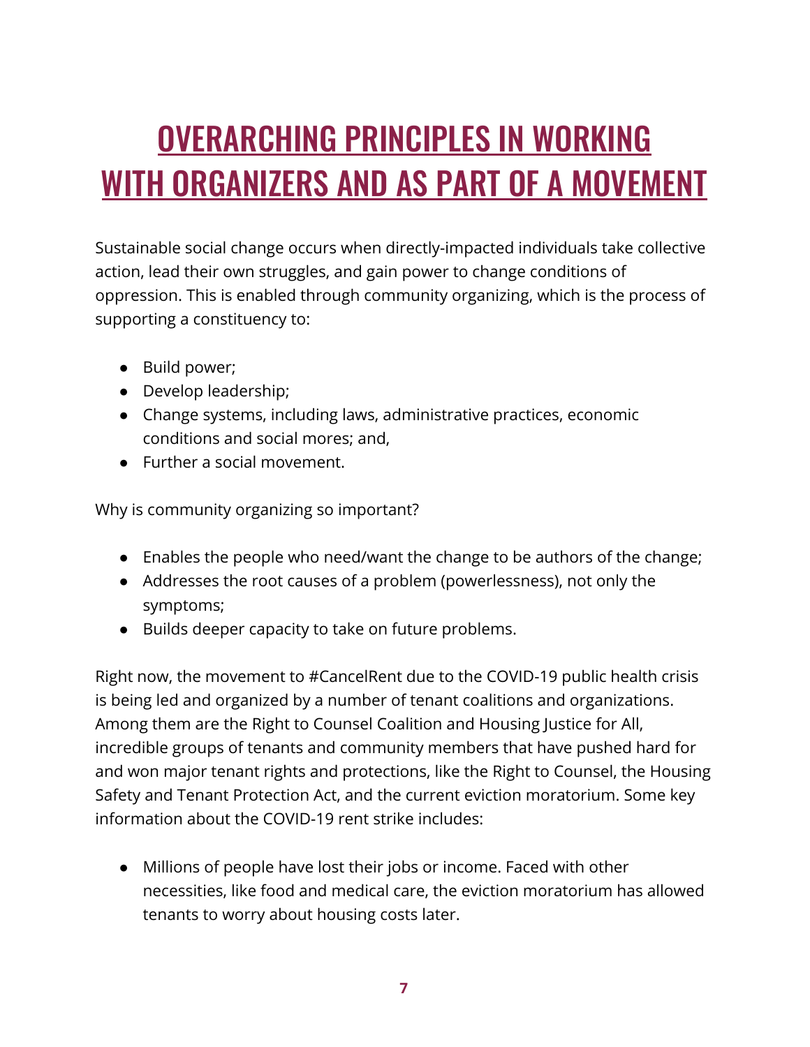# OVERARCHING PRINCIPLES IN WORKING WITH ORGANIZERS AND AS PART OF A MOVEMENT

Sustainable social change occurs when directly-impacted individuals take collective action, lead their own struggles, and gain power to change conditions of oppression. This is enabled through community organizing, which is the process of supporting a constituency to:

- Build power;
- Develop leadership;
- Change systems, including laws, administrative practices, economic conditions and social mores; and,
- Further a social movement.

Why is community organizing so important?

- Enables the people who need/want the change to be authors of the change;
- Addresses the root causes of a problem (powerlessness), not only the symptoms;
- Builds deeper capacity to take on future problems.

Right now, the movement to #CancelRent due to the COVID-19 public health crisis is being led and organized by a number of tenant coalitions and organizations. Among them are the Right to Counsel Coalition and Housing Justice for All, incredible groups of tenants and community members that have pushed hard for and won major tenant rights and protections, like the Right to Counsel, the Housing Safety and Tenant Protection Act, and the current eviction moratorium. Some key information about the COVID-19 rent strike includes:

- Millions of people have lost their jobs or income. Faced with other necessities, like food and medical care, the eviction moratorium has allowed tenants to worry about housing costs later.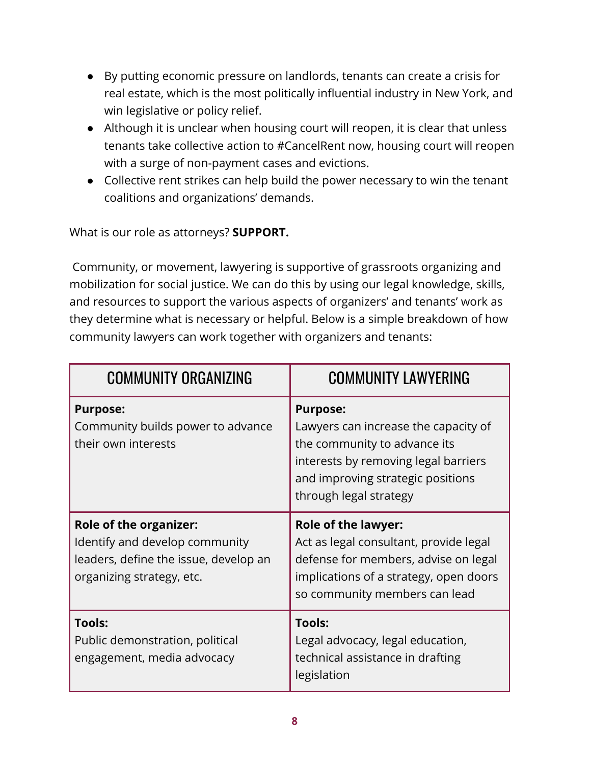- By putting economic pressure on landlords, tenants can create a crisis for real estate, which is the most politically influential industry in New York, and win legislative or policy relief.
- Although it is unclear when housing court will reopen, it is clear that unless tenants take collective action to #CancelRent now, housing court will reopen with a surge of non-payment cases and evictions.
- Collective rent strikes can help build the power necessary to win the tenant coalitions and organizations' demands.

What is our role as attorneys? **SUPPORT.**

Community, or movement, lawyering is supportive of grassroots organizing and mobilization for social justice. We can do this by using our legal knowledge, skills, and resources to support the various aspects of organizers' and tenants' work as they determine what is necessary or helpful. Below is a simple breakdown of how community lawyers can work together with organizers and tenants:

| COMMUNITY ORGANIZING | COMMUNITY LAWYERING |
|---|---|
| **Purpose:** Community builds power to advance their own interests | **Purpose:** Lawyers can increase the capacity of the community to advance its interests by removing legal barriers and improving strategic positions through legal strategy |
| **Role of the organizer:** Identify and develop community leaders, define the issue, develop an organizing strategy, etc. | **Role of the lawyer:** Act as legal consultant, provide legal defense for members, advise on legal implications of a strategy, open doors so community members can lead |
| **Tools:** Public demonstration, political engagement, media advocacy | **Tools:** Legal advocacy, legal education, technical assistance in drafting legislation |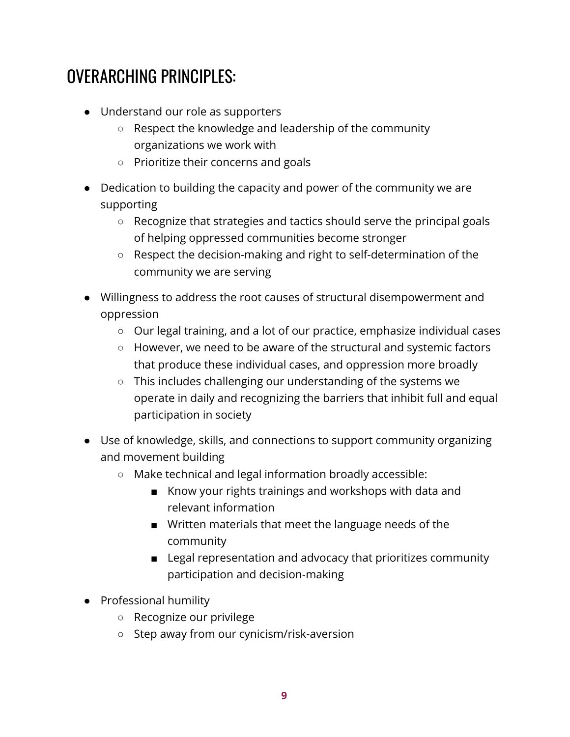## OVERARCHING PRINCIPLES:

- Understand our role as supporters
  - Respect the knowledge and leadership of the community organizations we work with
  - Prioritize their concerns and goals
- Dedication to building the capacity and power of the community we are supporting
  - Recognize that strategies and tactics should serve the principal goals of helping oppressed communities become stronger
  - Respect the decision-making and right to self-determination of the community we are serving
- Willingness to address the root causes of structural disempowerment and oppression
  - Our legal training, and a lot of our practice, emphasize individual cases
  - However, we need to be aware of the structural and systemic factors that produce these individual cases, and oppression more broadly
  - This includes challenging our understanding of the systems we operate in daily and recognizing the barriers that inhibit full and equal participation in society
- Use of knowledge, skills, and connections to support community organizing and movement building
  - Make technical and legal information broadly accessible:
    - Know your rights trainings and workshops with data and relevant information
    - Written materials that meet the language needs of the community
    - Legal representation and advocacy that prioritizes community participation and decision-making
- Professional humility
  - Recognize our privilege
  - Step away from our cynicism/risk-aversion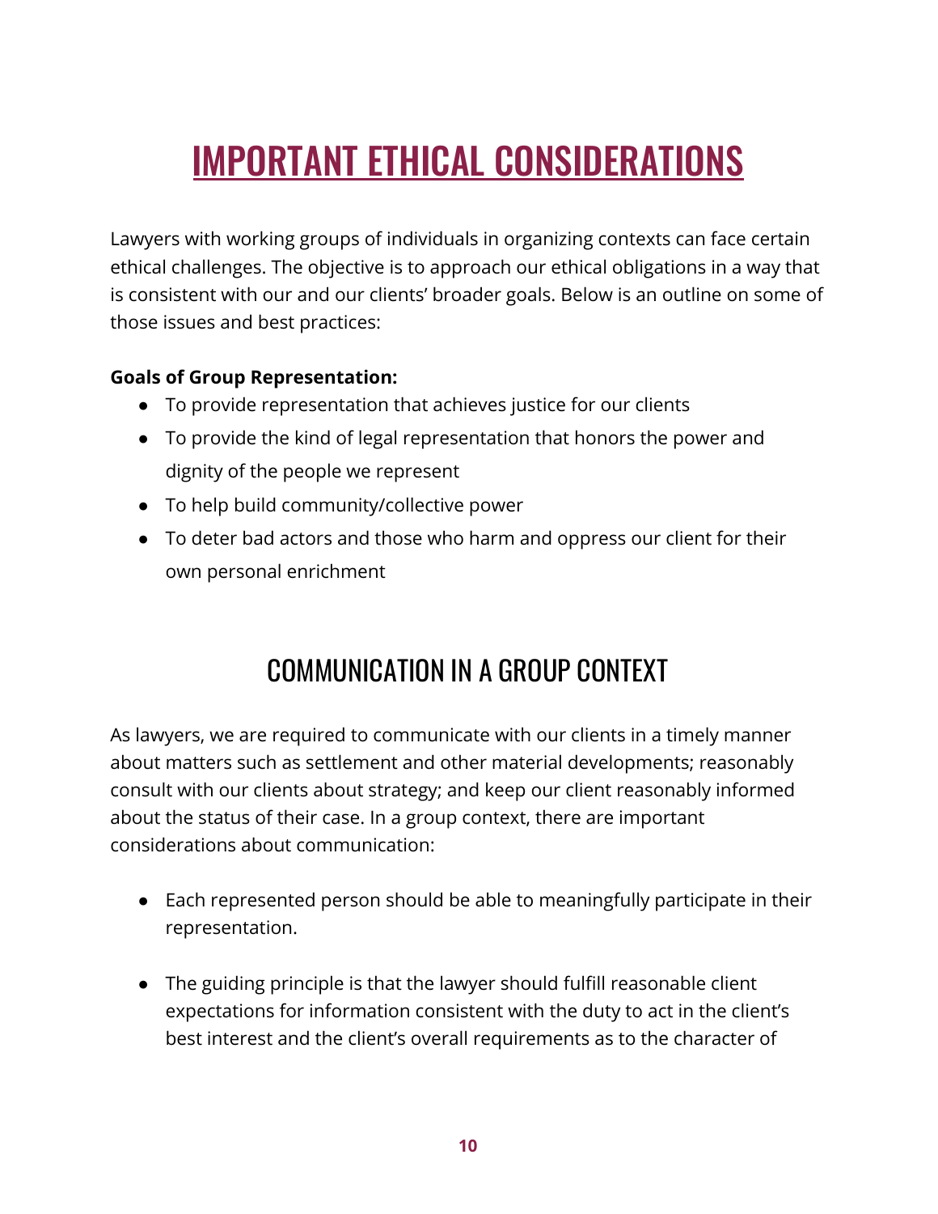# IMPORTANT ETHICAL CONSIDERATIONS

Lawyers with working groups of individuals in organizing contexts can face certain ethical challenges. The objective is to approach our ethical obligations in a way that is consistent with our and our clients' broader goals. Below is an outline on some of those issues and best practices:

**Goals of Group Representation:**

- To provide representation that achieves justice for our clients
- To provide the kind of legal representation that honors the power and dignity of the people we represent
- To help build community/collective power
- To deter bad actors and those who harm and oppress our client for their own personal enrichment

## COMMUNICATION IN A GROUP CONTEXT

As lawyers, we are required to communicate with our clients in a timely manner about matters such as settlement and other material developments; reasonably consult with our clients about strategy; and keep our client reasonably informed about the status of their case. In a group context, there are important considerations about communication:

- Each represented person should be able to meaningfully participate in their representation.

- The guiding principle is that the lawyer should fulfill reasonable client expectations for information consistent with the duty to act in the client's best interest and the client's overall requirements as to the character of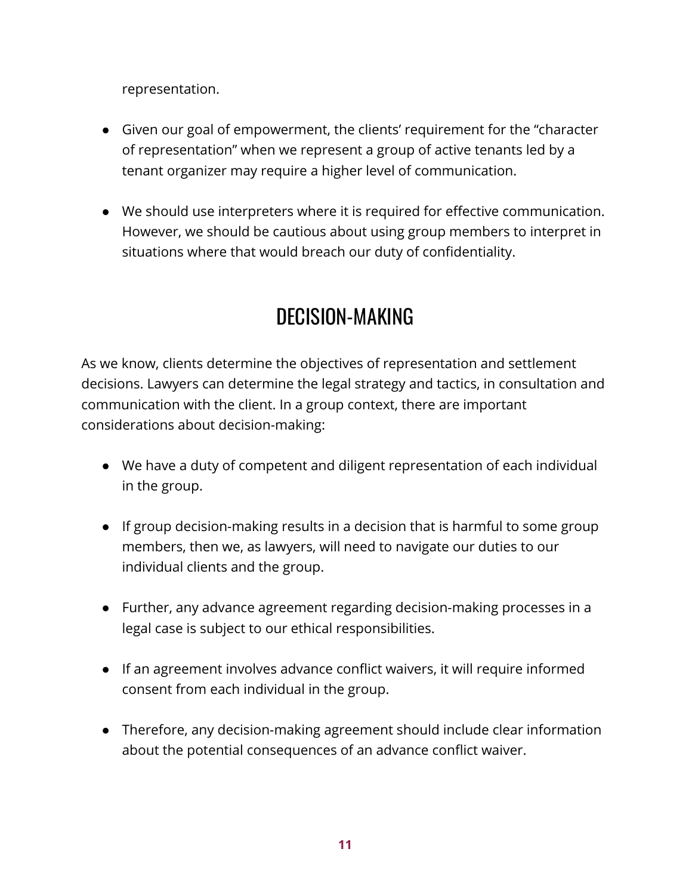representation.

- Given our goal of empowerment, the clients' requirement for the "character of representation" when we represent a group of active tenants led by a tenant organizer may require a higher level of communication.

- We should use interpreters where it is required for effective communication. However, we should be cautious about using group members to interpret in situations where that would breach our duty of confidentiality.

## DECISION-MAKING

As we know, clients determine the objectives of representation and settlement decisions. Lawyers can determine the legal strategy and tactics, in consultation and communication with the client. In a group context, there are important considerations about decision-making:

- We have a duty of competent and diligent representation of each individual in the group.

- If group decision-making results in a decision that is harmful to some group members, then we, as lawyers, will need to navigate our duties to our individual clients and the group.

- Further, any advance agreement regarding decision-making processes in a legal case is subject to our ethical responsibilities.

- If an agreement involves advance conflict waivers, it will require informed consent from each individual in the group.

- Therefore, any decision-making agreement should include clear information about the potential consequences of an advance conflict waiver.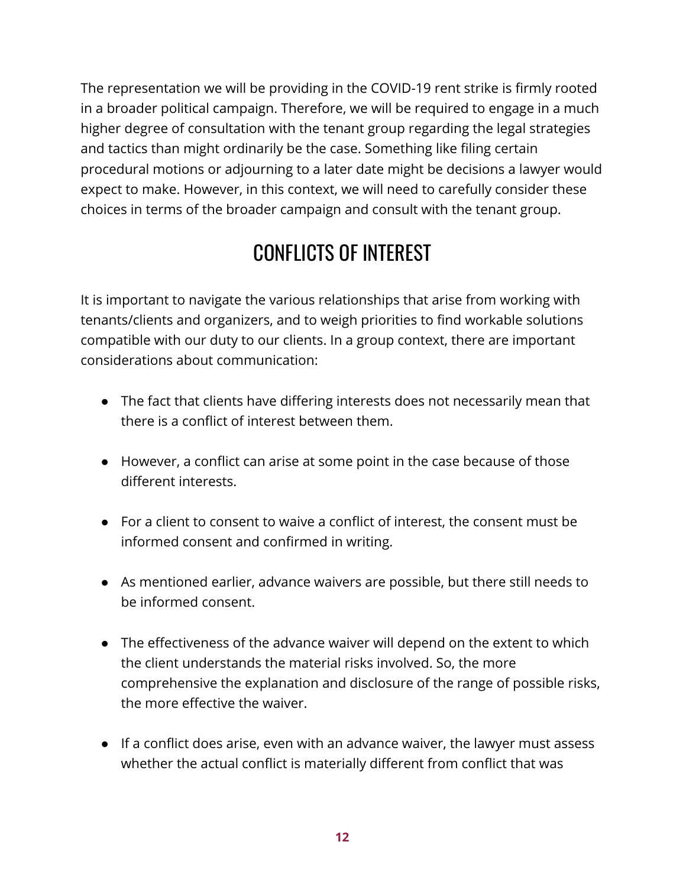The representation we will be providing in the COVID-19 rent strike is firmly rooted in a broader political campaign. Therefore, we will be required to engage in a much higher degree of consultation with the tenant group regarding the legal strategies and tactics than might ordinarily be the case. Something like filing certain procedural motions or adjourning to a later date might be decisions a lawyer would expect to make. However, in this context, we will need to carefully consider these choices in terms of the broader campaign and consult with the tenant group.

## CONFLICTS OF INTEREST

It is important to navigate the various relationships that arise from working with tenants/clients and organizers, and to weigh priorities to find workable solutions compatible with our duty to our clients. In a group context, there are important considerations about communication:

- The fact that clients have differing interests does not necessarily mean that there is a conflict of interest between them.
- However, a conflict can arise at some point in the case because of those different interests.
- For a client to consent to waive a conflict of interest, the consent must be informed consent and confirmed in writing.
- As mentioned earlier, advance waivers are possible, but there still needs to be informed consent.
- The effectiveness of the advance waiver will depend on the extent to which the client understands the material risks involved. So, the more comprehensive the explanation and disclosure of the range of possible risks, the more effective the waiver.
- If a conflict does arise, even with an advance waiver, the lawyer must assess whether the actual conflict is materially different from conflict that was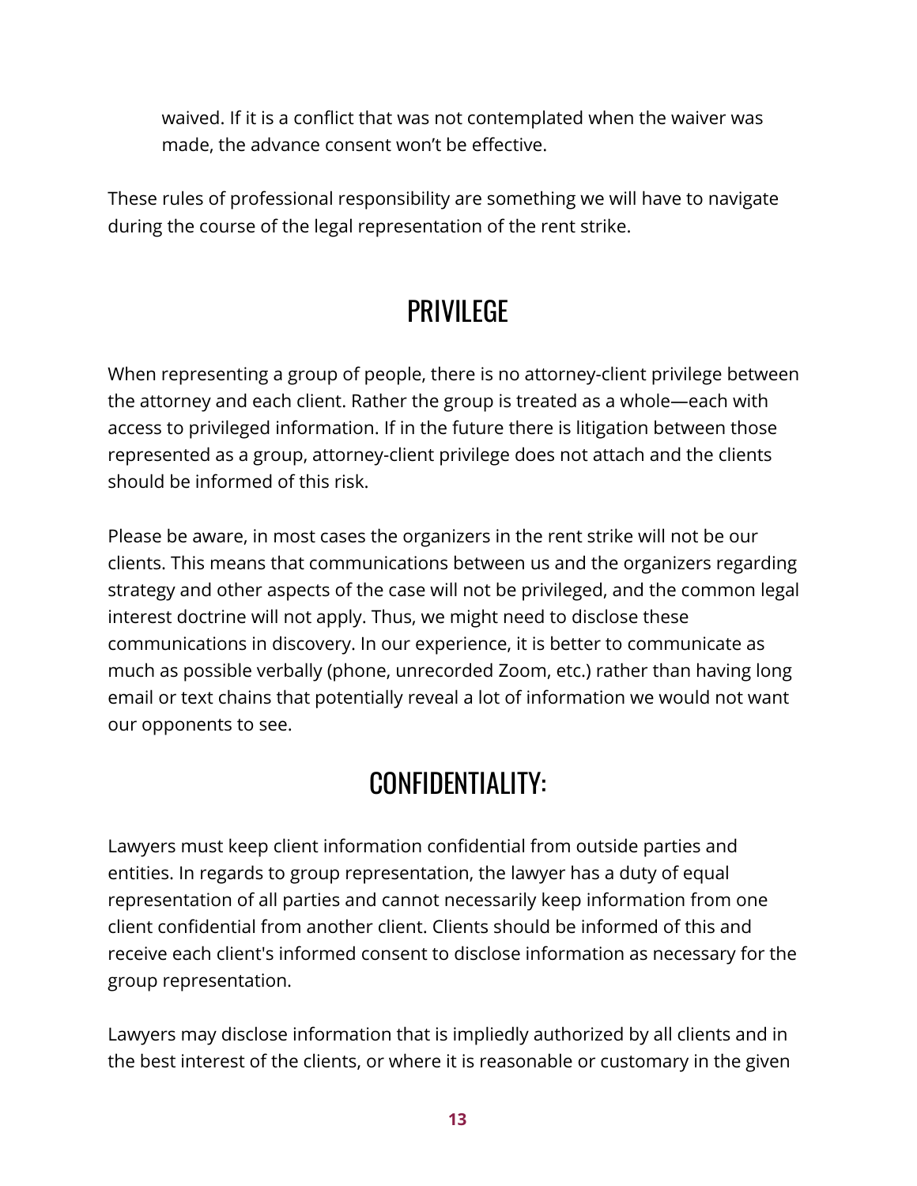waived. If it is a conflict that was not contemplated when the waiver was made, the advance consent won't be effective.

These rules of professional responsibility are something we will have to navigate during the course of the legal representation of the rent strike.

## PRIVILEGE

When representing a group of people, there is no attorney-client privilege between the attorney and each client. Rather the group is treated as a whole—each with access to privileged information. If in the future there is litigation between those represented as a group, attorney-client privilege does not attach and the clients should be informed of this risk.

Please be aware, in most cases the organizers in the rent strike will not be our clients. This means that communications between us and the organizers regarding strategy and other aspects of the case will not be privileged, and the common legal interest doctrine will not apply. Thus, we might need to disclose these communications in discovery. In our experience, it is better to communicate as much as possible verbally (phone, unrecorded Zoom, etc.) rather than having long email or text chains that potentially reveal a lot of information we would not want our opponents to see.

## CONFIDENTIALITY:

Lawyers must keep client information confidential from outside parties and entities. In regards to group representation, the lawyer has a duty of equal representation of all parties and cannot necessarily keep information from one client confidential from another client. Clients should be informed of this and receive each client's informed consent to disclose information as necessary for the group representation.

Lawyers may disclose information that is impliedly authorized by all clients and in the best interest of the clients, or where it is reasonable or customary in the given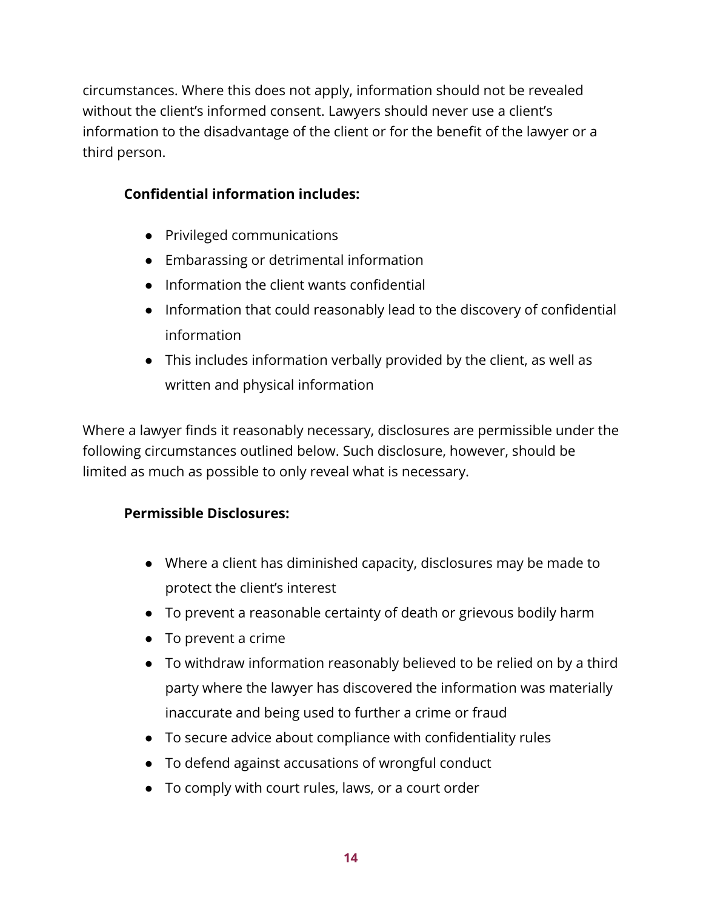circumstances. Where this does not apply, information should not be revealed without the client's informed consent. Lawyers should never use a client's information to the disadvantage of the client or for the benefit of the lawyer or a third person.

**Confidential information includes:**

- Privileged communications
- Embarassing or detrimental information
- Information the client wants confidential
- Information that could reasonably lead to the discovery of confidential information
- This includes information verbally provided by the client, as well as written and physical information

Where a lawyer finds it reasonably necessary, disclosures are permissible under the following circumstances outlined below. Such disclosure, however, should be limited as much as possible to only reveal what is necessary.

**Permissible Disclosures:**

- Where a client has diminished capacity, disclosures may be made to protect the client's interest
- To prevent a reasonable certainty of death or grievous bodily harm
- To prevent a crime
- To withdraw information reasonably believed to be relied on by a third party where the lawyer has discovered the information was materially inaccurate and being used to further a crime or fraud
- To secure advice about compliance with confidentiality rules
- To defend against accusations of wrongful conduct
- To comply with court rules, laws, or a court order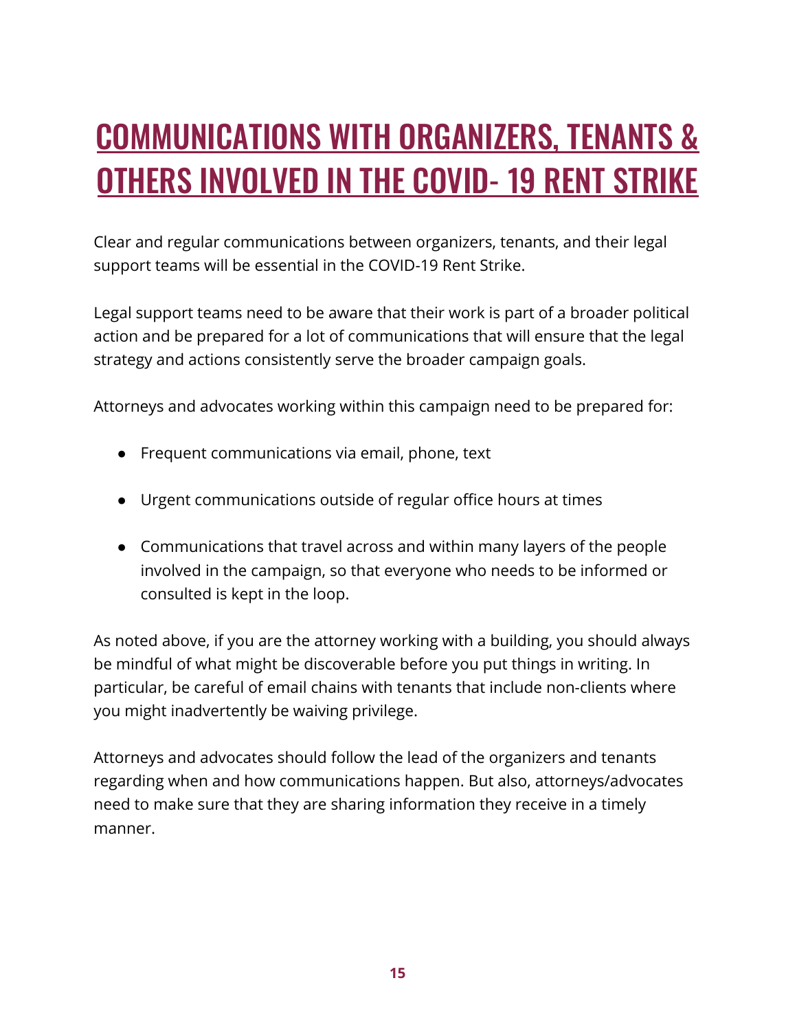# COMMUNICATIONS WITH ORGANIZERS, TENANTS & OTHERS INVOLVED IN THE COVID- 19 RENT STRIKE

Clear and regular communications between organizers, tenants, and their legal support teams will be essential in the COVID-19 Rent Strike.

Legal support teams need to be aware that their work is part of a broader political action and be prepared for a lot of communications that will ensure that the legal strategy and actions consistently serve the broader campaign goals.

Attorneys and advocates working within this campaign need to be prepared for:

- Frequent communications via email, phone, text
- Urgent communications outside of regular office hours at times
- Communications that travel across and within many layers of the people involved in the campaign, so that everyone who needs to be informed or consulted is kept in the loop.

As noted above, if you are the attorney working with a building, you should always be mindful of what might be discoverable before you put things in writing. In particular, be careful of email chains with tenants that include non-clients where you might inadvertently be waiving privilege.

Attorneys and advocates should follow the lead of the organizers and tenants regarding when and how communications happen. But also, attorneys/advocates need to make sure that they are sharing information they receive in a timely manner.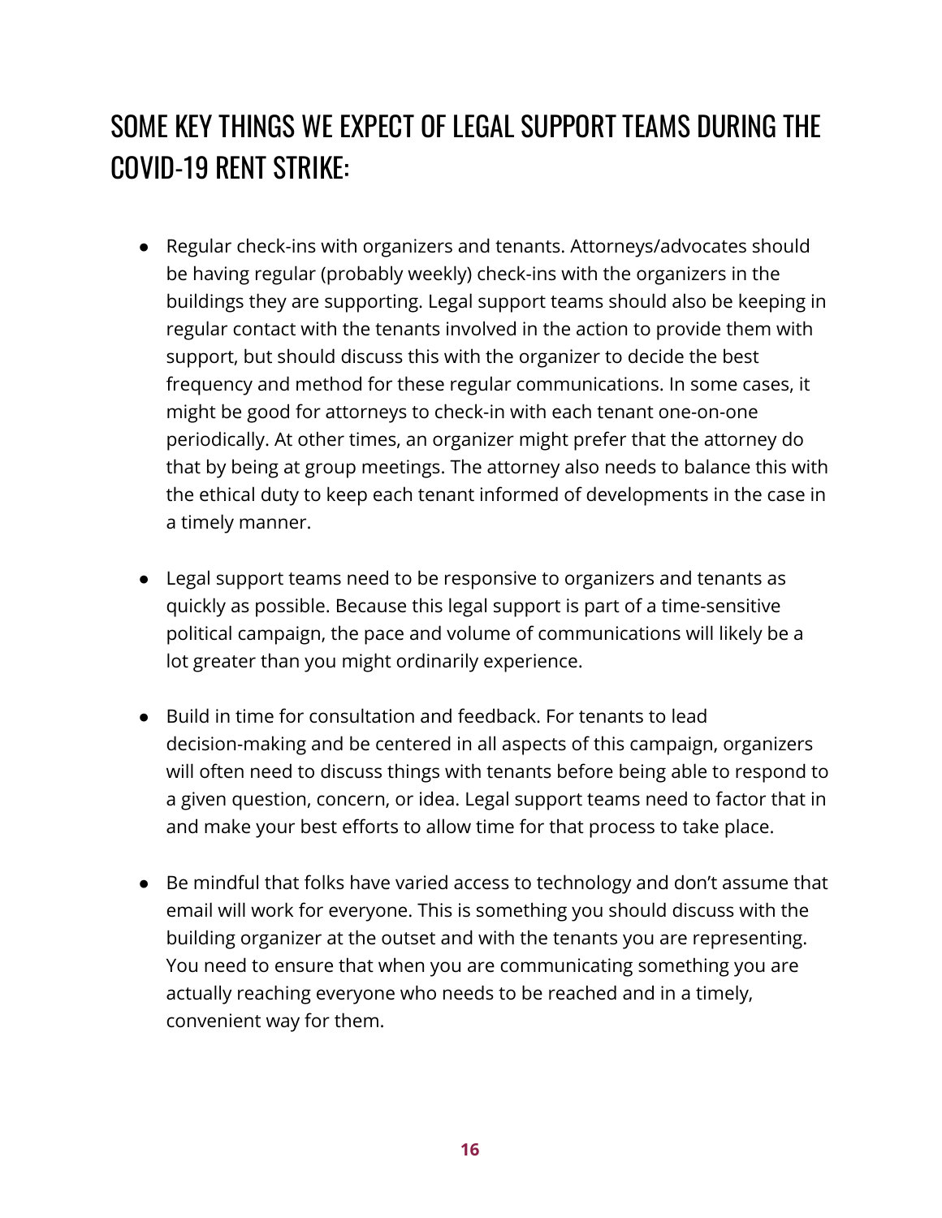## SOME KEY THINGS WE EXPECT OF LEGAL SUPPORT TEAMS DURING THE COVID-19 RENT STRIKE:

- Regular check-ins with organizers and tenants. Attorneys/advocates should be having regular (probably weekly) check-ins with the organizers in the buildings they are supporting. Legal support teams should also be keeping in regular contact with the tenants involved in the action to provide them with support, but should discuss this with the organizer to decide the best frequency and method for these regular communications. In some cases, it might be good for attorneys to check-in with each tenant one-on-one periodically. At other times, an organizer might prefer that the attorney do that by being at group meetings. The attorney also needs to balance this with the ethical duty to keep each tenant informed of developments in the case in a timely manner.

- Legal support teams need to be responsive to organizers and tenants as quickly as possible. Because this legal support is part of a time-sensitive political campaign, the pace and volume of communications will likely be a lot greater than you might ordinarily experience.

- Build in time for consultation and feedback. For tenants to lead decision-making and be centered in all aspects of this campaign, organizers will often need to discuss things with tenants before being able to respond to a given question, concern, or idea. Legal support teams need to factor that in and make your best efforts to allow time for that process to take place.

- Be mindful that folks have varied access to technology and don't assume that email will work for everyone. This is something you should discuss with the building organizer at the outset and with the tenants you are representing. You need to ensure that when you are communicating something you are actually reaching everyone who needs to be reached and in a timely, convenient way for them.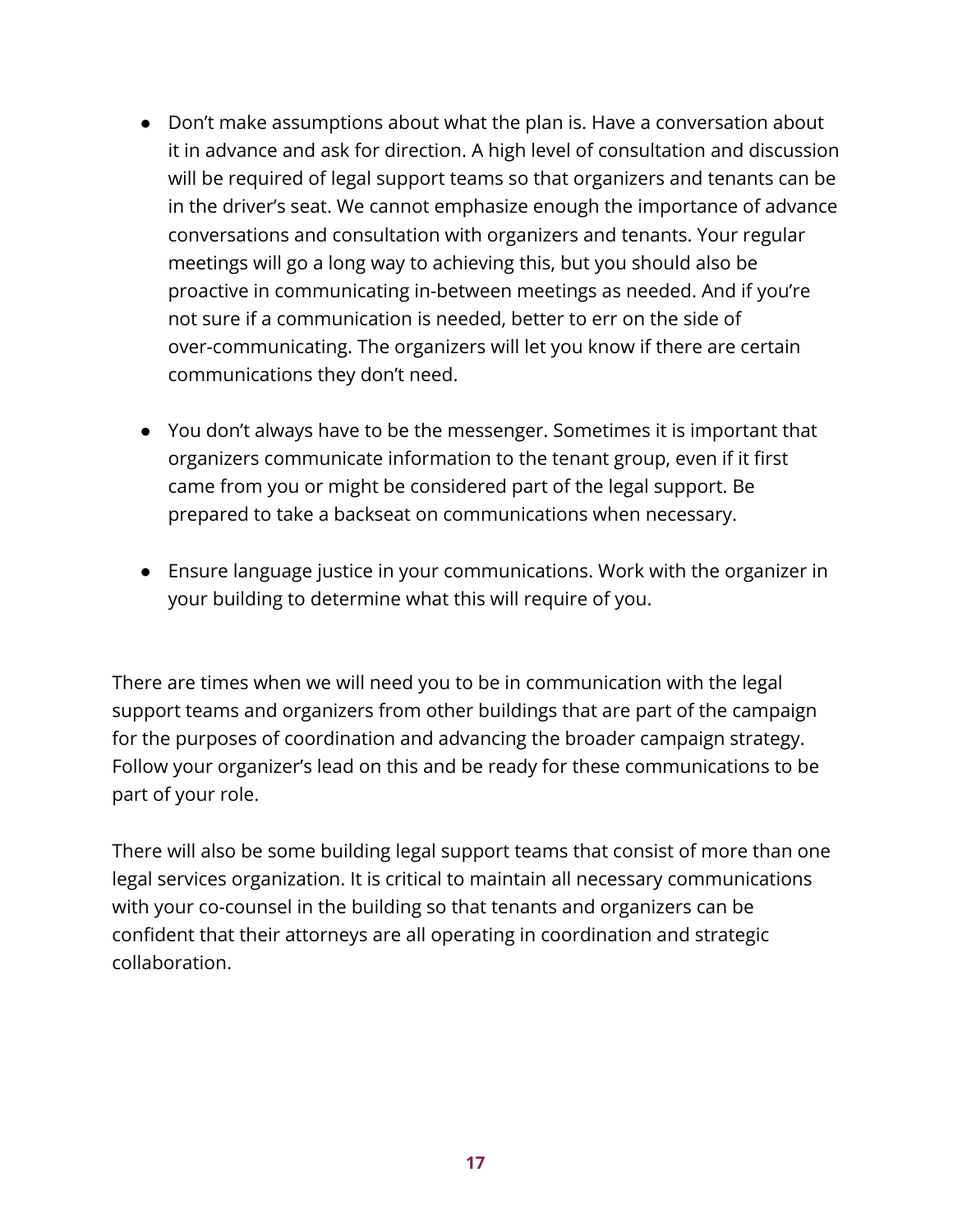- Don't make assumptions about what the plan is. Have a conversation about it in advance and ask for direction. A high level of consultation and discussion will be required of legal support teams so that organizers and tenants can be in the driver's seat. We cannot emphasize enough the importance of advance conversations and consultation with organizers and tenants. Your regular meetings will go a long way to achieving this, but you should also be proactive in communicating in-between meetings as needed. And if you're not sure if a communication is needed, better to err on the side of over-communicating. The organizers will let you know if there are certain communications they don't need.

- You don't always have to be the messenger. Sometimes it is important that organizers communicate information to the tenant group, even if it first came from you or might be considered part of the legal support. Be prepared to take a backseat on communications when necessary.

- Ensure language justice in your communications. Work with the organizer in your building to determine what this will require of you.

There are times when we will need you to be in communication with the legal support teams and organizers from other buildings that are part of the campaign for the purposes of coordination and advancing the broader campaign strategy. Follow your organizer's lead on this and be ready for these communications to be part of your role.

There will also be some building legal support teams that consist of more than one legal services organization. It is critical to maintain all necessary communications with your co-counsel in the building so that tenants and organizers can be confident that their attorneys are all operating in coordination and strategic collaboration.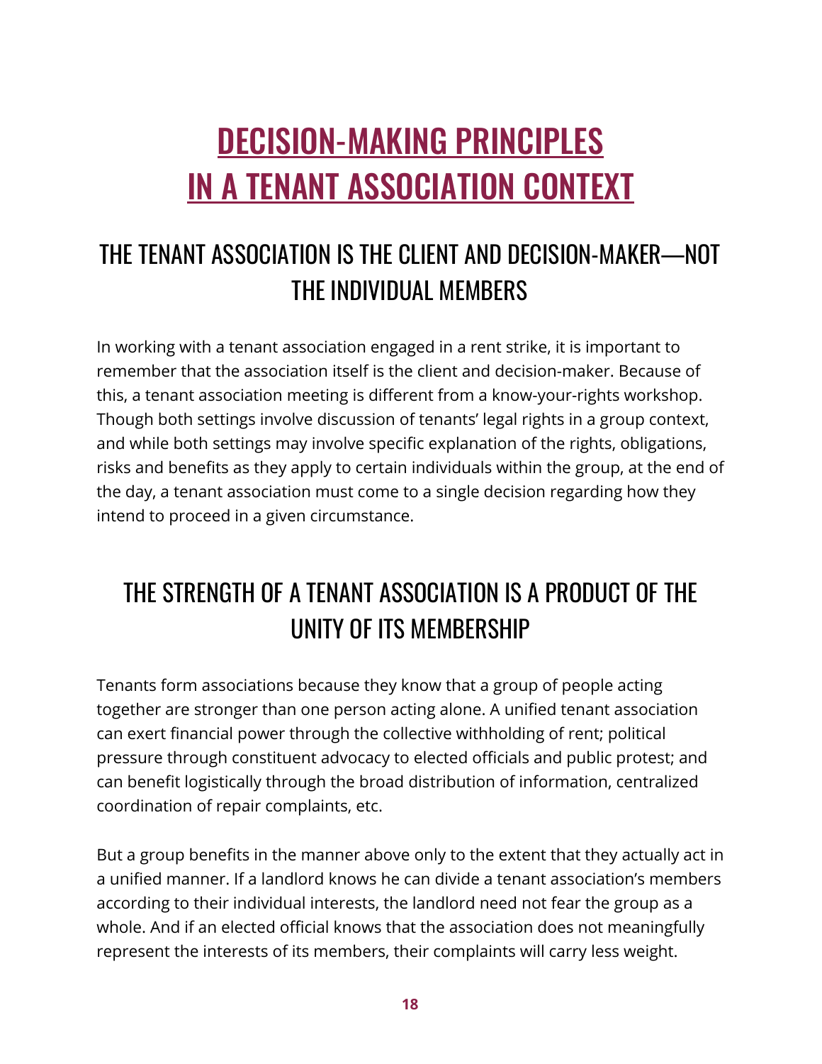# DECISION-MAKING PRINCIPLES IN A TENANT ASSOCIATION CONTEXT

## THE TENANT ASSOCIATION IS THE CLIENT AND DECISION-MAKER—NOT THE INDIVIDUAL MEMBERS

In working with a tenant association engaged in a rent strike, it is important to remember that the association itself is the client and decision-maker. Because of this, a tenant association meeting is different from a know-your-rights workshop. Though both settings involve discussion of tenants' legal rights in a group context, and while both settings may involve specific explanation of the rights, obligations, risks and benefits as they apply to certain individuals within the group, at the end of the day, a tenant association must come to a single decision regarding how they intend to proceed in a given circumstance.

## THE STRENGTH OF A TENANT ASSOCIATION IS A PRODUCT OF THE UNITY OF ITS MEMBERSHIP

Tenants form associations because they know that a group of people acting together are stronger than one person acting alone. A unified tenant association can exert financial power through the collective withholding of rent; political pressure through constituent advocacy to elected officials and public protest; and can benefit logistically through the broad distribution of information, centralized coordination of repair complaints, etc.

But a group benefits in the manner above only to the extent that they actually act in a unified manner. If a landlord knows he can divide a tenant association's members according to their individual interests, the landlord need not fear the group as a whole. And if an elected official knows that the association does not meaningfully represent the interests of its members, their complaints will carry less weight.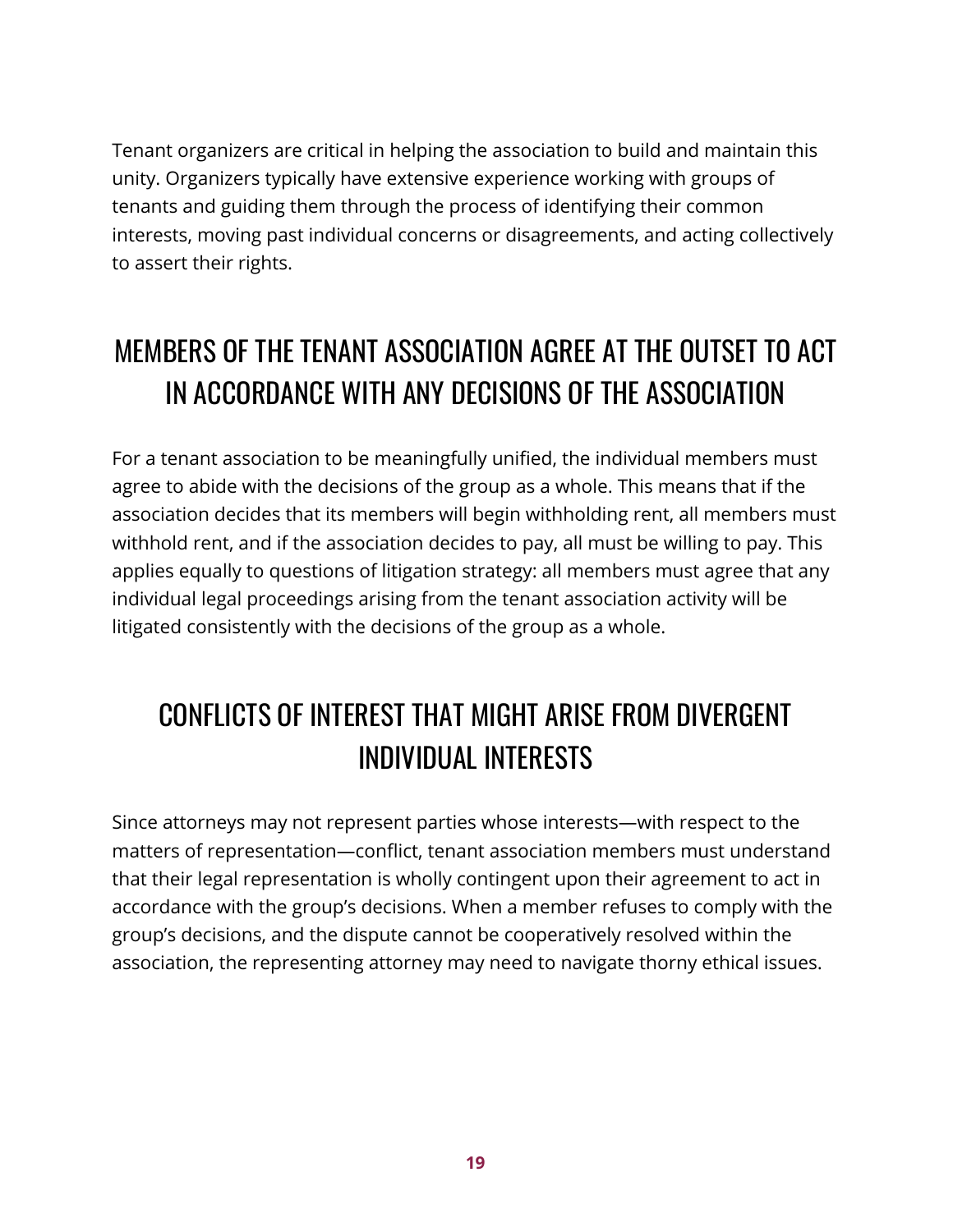Tenant organizers are critical in helping the association to build and maintain this unity. Organizers typically have extensive experience working with groups of tenants and guiding them through the process of identifying their common interests, moving past individual concerns or disagreements, and acting collectively to assert their rights.

## MEMBERS OF THE TENANT ASSOCIATION AGREE AT THE OUTSET TO ACT IN ACCORDANCE WITH ANY DECISIONS OF THE ASSOCIATION

For a tenant association to be meaningfully unified, the individual members must agree to abide with the decisions of the group as a whole. This means that if the association decides that its members will begin withholding rent, all members must withhold rent, and if the association decides to pay, all must be willing to pay. This applies equally to questions of litigation strategy: all members must agree that any individual legal proceedings arising from the tenant association activity will be litigated consistently with the decisions of the group as a whole.

## CONFLICTS OF INTEREST THAT MIGHT ARISE FROM DIVERGENT INDIVIDUAL INTERESTS

Since attorneys may not represent parties whose interests—with respect to the matters of representation—conflict, tenant association members must understand that their legal representation is wholly contingent upon their agreement to act in accordance with the group's decisions. When a member refuses to comply with the group's decisions, and the dispute cannot be cooperatively resolved within the association, the representing attorney may need to navigate thorny ethical issues.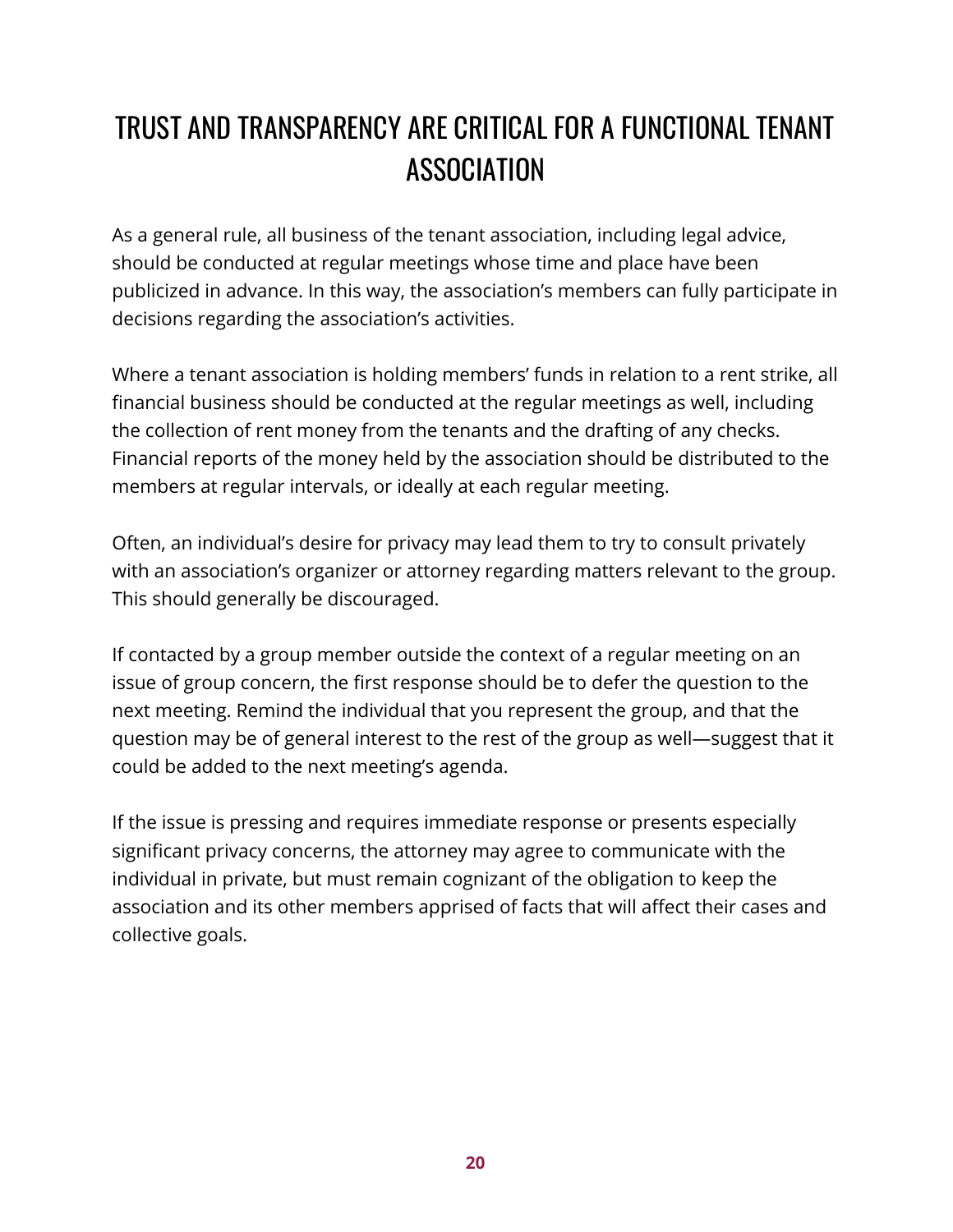# TRUST AND TRANSPARENCY ARE CRITICAL FOR A FUNCTIONAL TENANT ASSOCIATION

As a general rule, all business of the tenant association, including legal advice, should be conducted at regular meetings whose time and place have been publicized in advance. In this way, the association's members can fully participate in decisions regarding the association's activities.

Where a tenant association is holding members' funds in relation to a rent strike, all financial business should be conducted at the regular meetings as well, including the collection of rent money from the tenants and the drafting of any checks. Financial reports of the money held by the association should be distributed to the members at regular intervals, or ideally at each regular meeting.

Often, an individual's desire for privacy may lead them to try to consult privately with an association's organizer or attorney regarding matters relevant to the group. This should generally be discouraged.

If contacted by a group member outside the context of a regular meeting on an issue of group concern, the first response should be to defer the question to the next meeting. Remind the individual that you represent the group, and that the question may be of general interest to the rest of the group as well—suggest that it could be added to the next meeting's agenda.

If the issue is pressing and requires immediate response or presents especially significant privacy concerns, the attorney may agree to communicate with the individual in private, but must remain cognizant of the obligation to keep the association and its other members apprised of facts that will affect their cases and collective goals.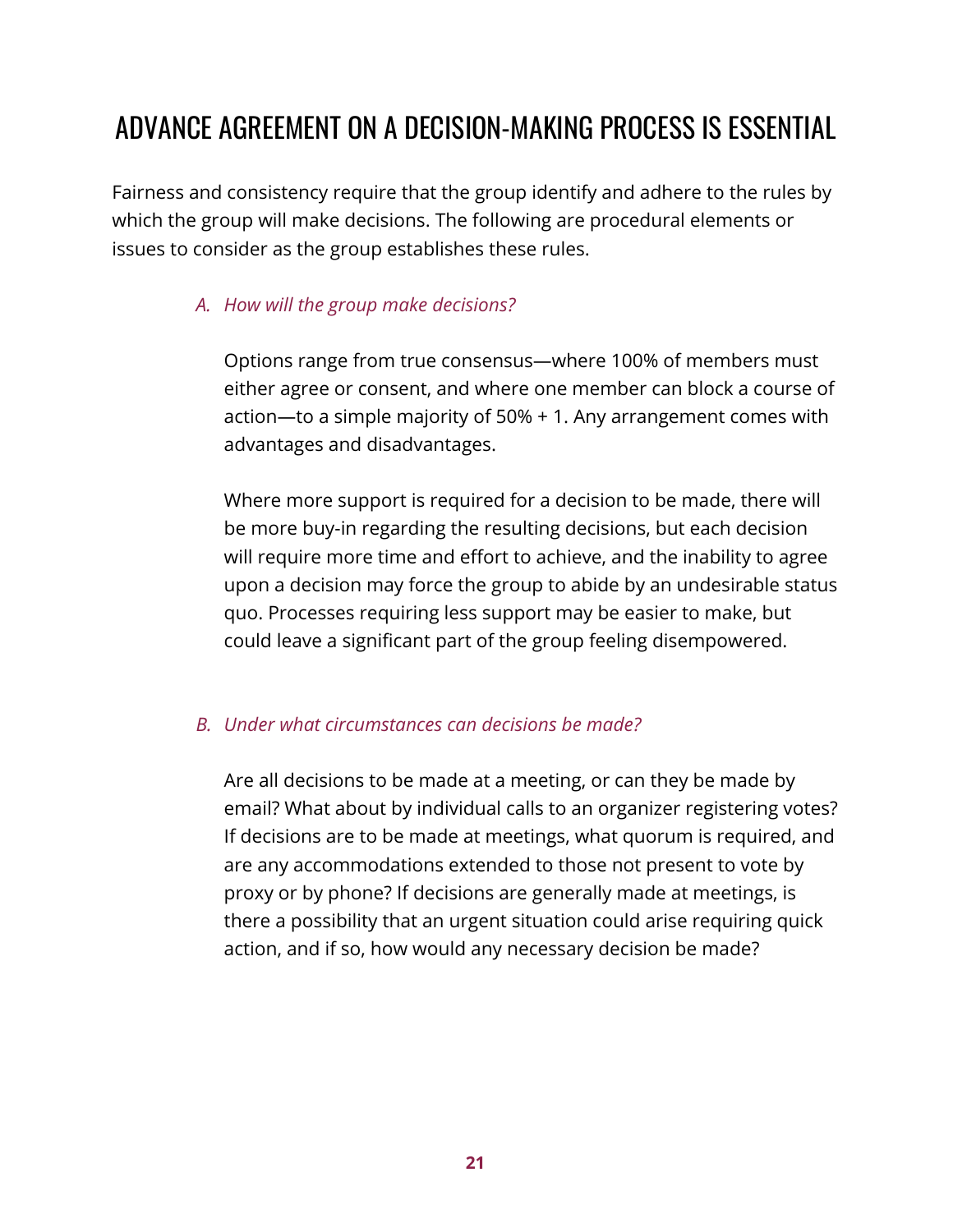# ADVANCE AGREEMENT ON A DECISION-MAKING PROCESS IS ESSENTIAL

Fairness and consistency require that the group identify and adhere to the rules by which the group will make decisions. The following are procedural elements or issues to consider as the group establishes these rules.

*A. How will the group make decisions?*

Options range from true consensus—where 100% of members must either agree or consent, and where one member can block a course of action—to a simple majority of 50% + 1. Any arrangement comes with advantages and disadvantages.

Where more support is required for a decision to be made, there will be more buy-in regarding the resulting decisions, but each decision will require more time and effort to achieve, and the inability to agree upon a decision may force the group to abide by an undesirable status quo. Processes requiring less support may be easier to make, but could leave a significant part of the group feeling disempowered.

*B. Under what circumstances can decisions be made?*

Are all decisions to be made at a meeting, or can they be made by email? What about by individual calls to an organizer registering votes? If decisions are to be made at meetings, what quorum is required, and are any accommodations extended to those not present to vote by proxy or by phone? If decisions are generally made at meetings, is there a possibility that an urgent situation could arise requiring quick action, and if so, how would any necessary decision be made?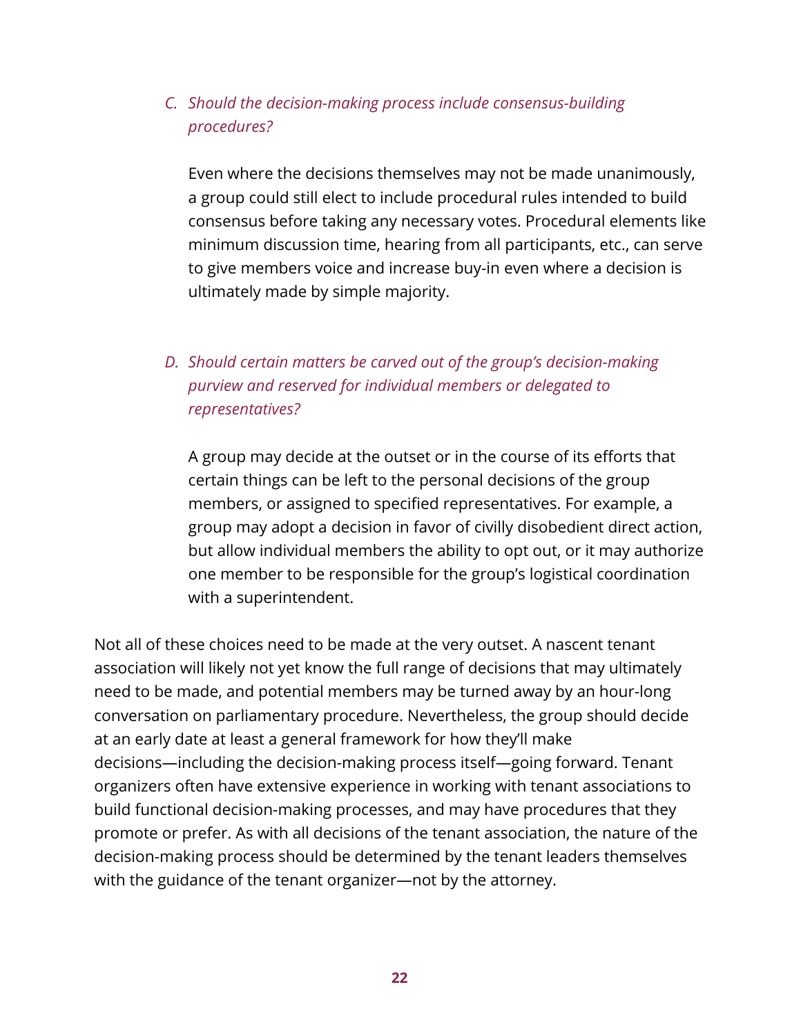*C. Should the decision-making process include consensus-building procedures?*

Even where the decisions themselves may not be made unanimously, a group could still elect to include procedural rules intended to build consensus before taking any necessary votes. Procedural elements like minimum discussion time, hearing from all participants, etc., can serve to give members voice and increase buy-in even where a decision is ultimately made by simple majority.

*D. Should certain matters be carved out of the group's decision-making purview and reserved for individual members or delegated to representatives?*

A group may decide at the outset or in the course of its efforts that certain things can be left to the personal decisions of the group members, or assigned to specified representatives. For example, a group may adopt a decision in favor of civilly disobedient direct action, but allow individual members the ability to opt out, or it may authorize one member to be responsible for the group's logistical coordination with a superintendent.

Not all of these choices need to be made at the very outset. A nascent tenant association will likely not yet know the full range of decisions that may ultimately need to be made, and potential members may be turned away by an hour-long conversation on parliamentary procedure. Nevertheless, the group should decide at an early date at least a general framework for how they'll make decisions—including the decision-making process itself—going forward. Tenant organizers often have extensive experience in working with tenant associations to build functional decision-making processes, and may have procedures that they promote or prefer. As with all decisions of the tenant association, the nature of the decision-making process should be determined by the tenant leaders themselves with the guidance of the tenant organizer—not by the attorney.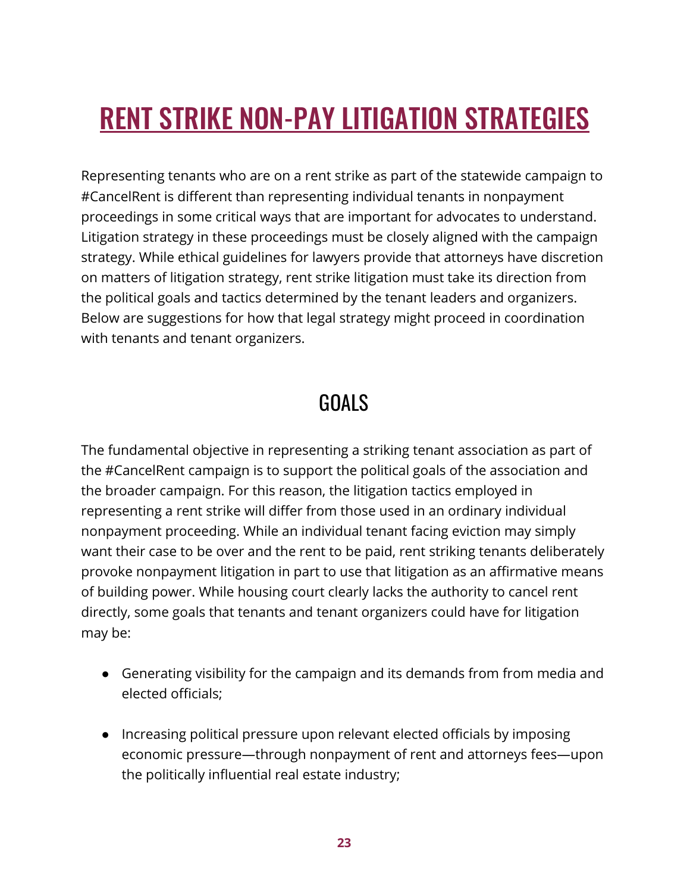# RENT STRIKE NON-PAY LITIGATION STRATEGIES

Representing tenants who are on a rent strike as part of the statewide campaign to #CancelRent is different than representing individual tenants in nonpayment proceedings in some critical ways that are important for advocates to understand. Litigation strategy in these proceedings must be closely aligned with the campaign strategy. While ethical guidelines for lawyers provide that attorneys have discretion on matters of litigation strategy, rent strike litigation must take its direction from the political goals and tactics determined by the tenant leaders and organizers. Below are suggestions for how that legal strategy might proceed in coordination with tenants and tenant organizers.

## GOALS

The fundamental objective in representing a striking tenant association as part of the #CancelRent campaign is to support the political goals of the association and the broader campaign. For this reason, the litigation tactics employed in representing a rent strike will differ from those used in an ordinary individual nonpayment proceeding. While an individual tenant facing eviction may simply want their case to be over and the rent to be paid, rent striking tenants deliberately provoke nonpayment litigation in part to use that litigation as an affirmative means of building power. While housing court clearly lacks the authority to cancel rent directly, some goals that tenants and tenant organizers could have for litigation may be:

- Generating visibility for the campaign and its demands from from media and elected officials;
- Increasing political pressure upon relevant elected officials by imposing economic pressure—through nonpayment of rent and attorneys fees—upon the politically influential real estate industry;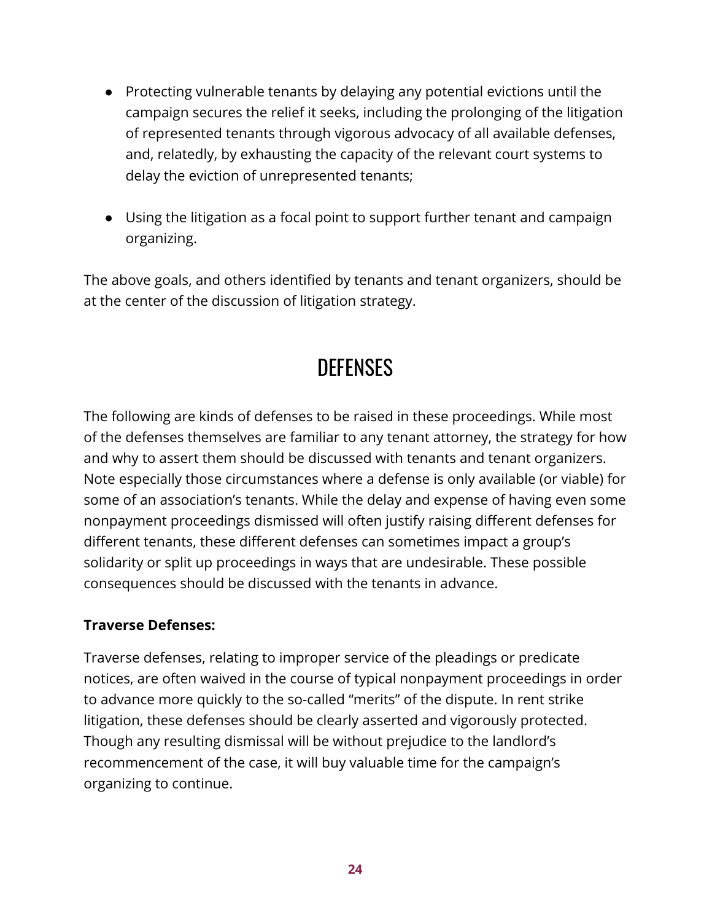- Protecting vulnerable tenants by delaying any potential evictions until the campaign secures the relief it seeks, including the prolonging of the litigation of represented tenants through vigorous advocacy of all available defenses, and, relatedly, by exhausting the capacity of the relevant court systems to delay the eviction of unrepresented tenants;

- Using the litigation as a focal point to support further tenant and campaign organizing.

The above goals, and others identified by tenants and tenant organizers, should be at the center of the discussion of litigation strategy.

## DEFENSES

The following are kinds of defenses to be raised in these proceedings. While most of the defenses themselves are familiar to any tenant attorney, the strategy for how and why to assert them should be discussed with tenants and tenant organizers. Note especially those circumstances where a defense is only available (or viable) for some of an association's tenants. While the delay and expense of having even some nonpayment proceedings dismissed will often justify raising different defenses for different tenants, these different defenses can sometimes impact a group's solidarity or split up proceedings in ways that are undesirable. These possible consequences should be discussed with the tenants in advance.

**Traverse Defenses:**

Traverse defenses, relating to improper service of the pleadings or predicate notices, are often waived in the course of typical nonpayment proceedings in order to advance more quickly to the so-called "merits" of the dispute. In rent strike litigation, these defenses should be clearly asserted and vigorously protected. Though any resulting dismissal will be without prejudice to the landlord's recommencement of the case, it will buy valuable time for the campaign's organizing to continue.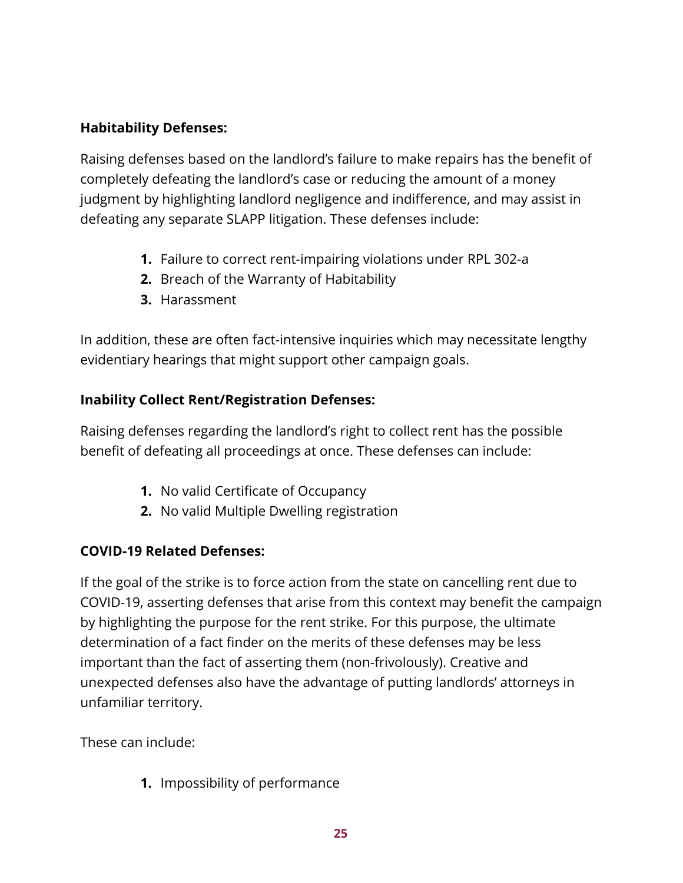**Habitability Defenses:**

Raising defenses based on the landlord's failure to make repairs has the benefit of completely defeating the landlord's case or reducing the amount of a money judgment by highlighting landlord negligence and indifference, and may assist in defeating any separate SLAPP litigation. These defenses include:

1. Failure to correct rent-impairing violations under RPL 302-a
2. Breach of the Warranty of Habitability
3. Harassment

In addition, these are often fact-intensive inquiries which may necessitate lengthy evidentiary hearings that might support other campaign goals.

**Inability Collect Rent/Registration Defenses:**

Raising defenses regarding the landlord's right to collect rent has the possible benefit of defeating all proceedings at once. These defenses can include:

1. No valid Certificate of Occupancy
2. No valid Multiple Dwelling registration

**COVID-19 Related Defenses:**

If the goal of the strike is to force action from the state on cancelling rent due to COVID-19, asserting defenses that arise from this context may benefit the campaign by highlighting the purpose for the rent strike. For this purpose, the ultimate determination of a fact finder on the merits of these defenses may be less important than the fact of asserting them (non-frivolously). Creative and unexpected defenses also have the advantage of putting landlords' attorneys in unfamiliar territory.

These can include:

1. Impossibility of performance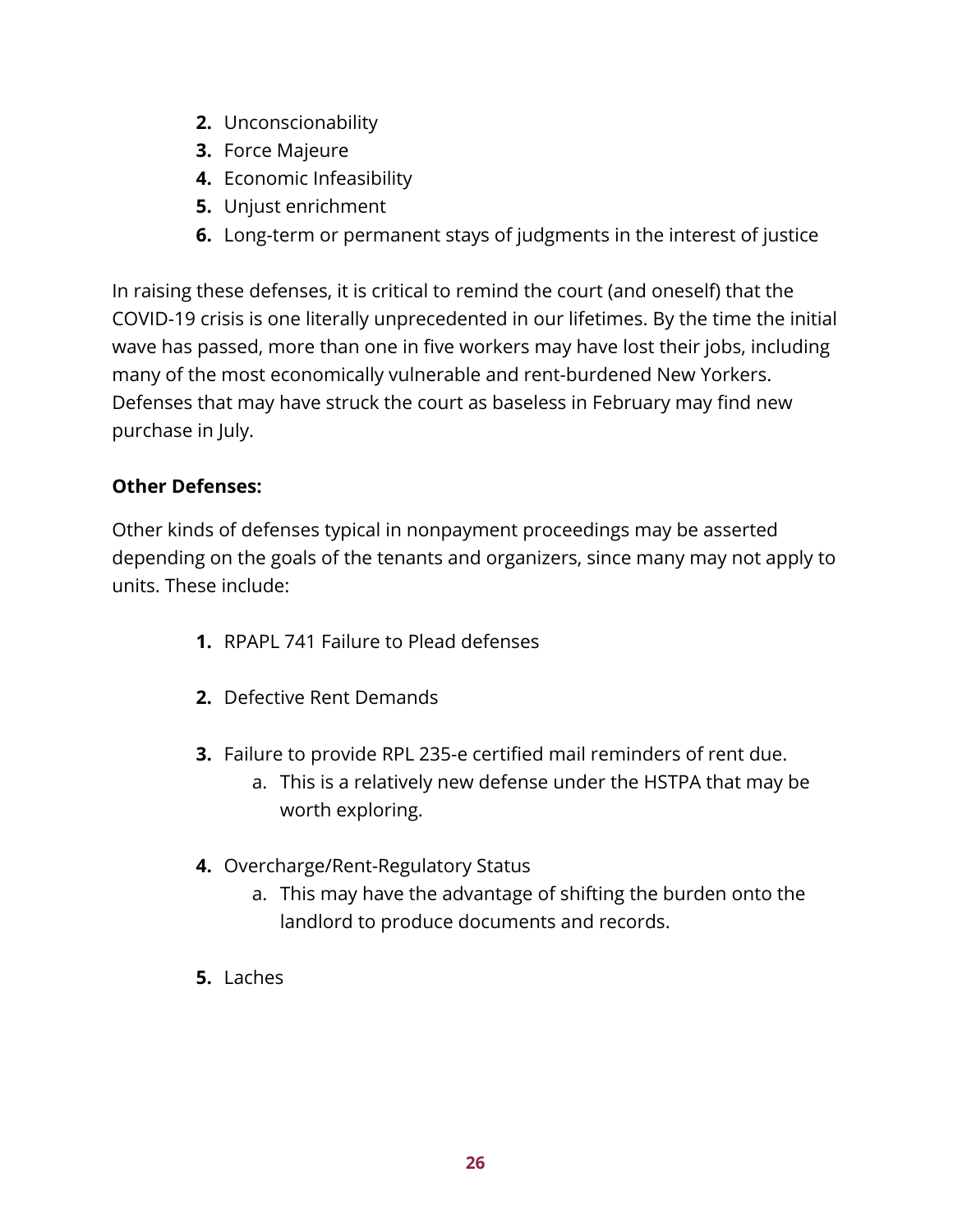2. Unconscionability
3. Force Majeure
4. Economic Infeasibility
5. Unjust enrichment
6. Long-term or permanent stays of judgments in the interest of justice

In raising these defenses, it is critical to remind the court (and oneself) that the COVID-19 crisis is one literally unprecedented in our lifetimes. By the time the initial wave has passed, more than one in five workers may have lost their jobs, including many of the most economically vulnerable and rent-burdened New Yorkers. Defenses that may have struck the court as baseless in February may find new purchase in July.

**Other Defenses:**

Other kinds of defenses typical in nonpayment proceedings may be asserted depending on the goals of the tenants and organizers, since many may not apply to units. These include:

1. RPAPL 741 Failure to Plead defenses

2. Defective Rent Demands

3. Failure to provide RPL 235-e certified mail reminders of rent due.
   a. This is a relatively new defense under the HSTPA that may be worth exploring.

4. Overcharge/Rent-Regulatory Status
   a. This may have the advantage of shifting the burden onto the landlord to produce documents and records.

5. Laches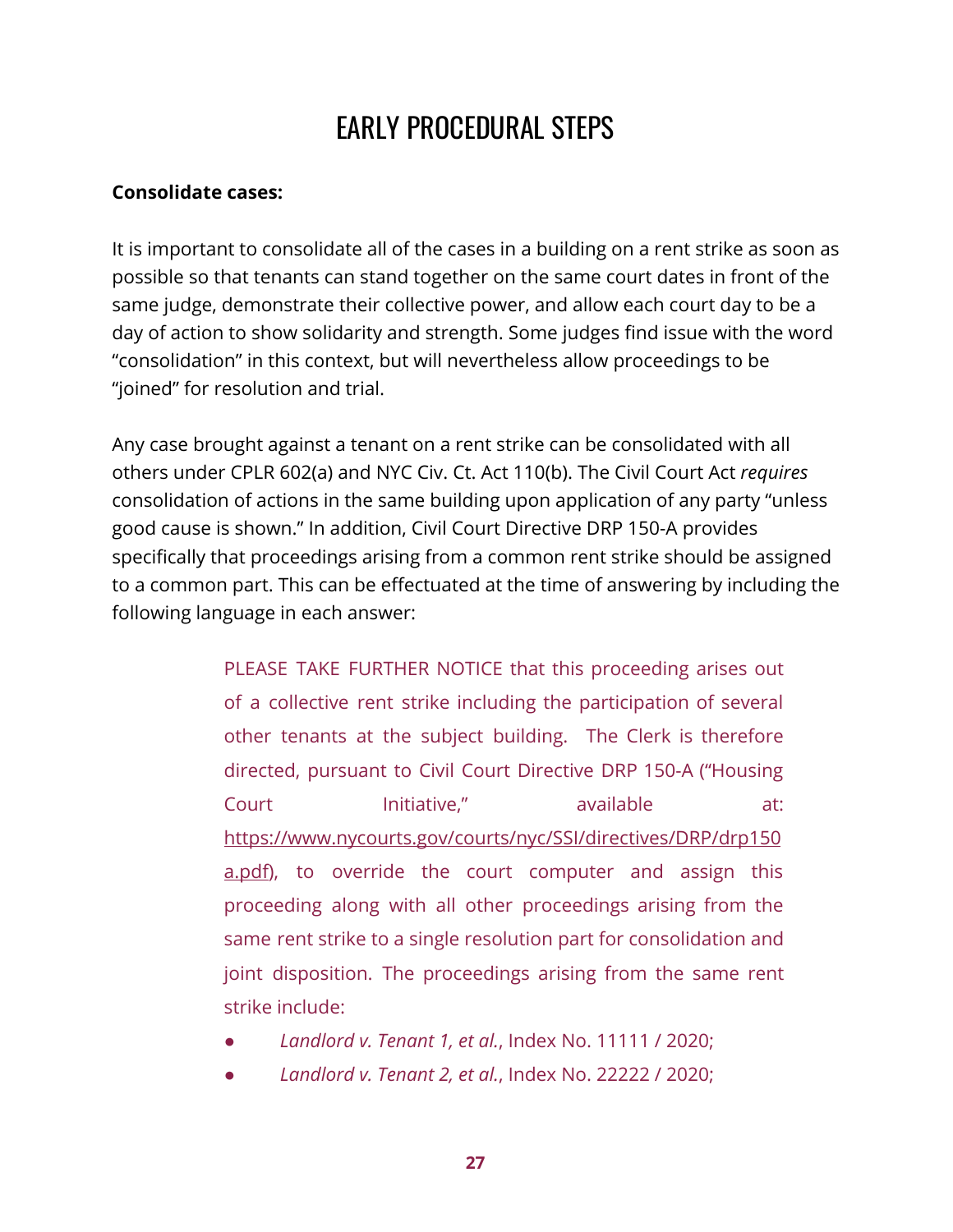# EARLY PROCEDURAL STEPS

**Consolidate cases:**

It is important to consolidate all of the cases in a building on a rent strike as soon as possible so that tenants can stand together on the same court dates in front of the same judge, demonstrate their collective power, and allow each court day to be a day of action to show solidarity and strength. Some judges find issue with the word "consolidation" in this context, but will nevertheless allow proceedings to be "joined" for resolution and trial.

Any case brought against a tenant on a rent strike can be consolidated with all others under CPLR 602(a) and NYC Civ. Ct. Act 110(b). The Civil Court Act *requires* consolidation of actions in the same building upon application of any party "unless good cause is shown." In addition, Civil Court Directive DRP 150-A provides specifically that proceedings arising from a common rent strike should be assigned to a common part. This can be effectuated at the time of answering by including the following language in each answer:

> PLEASE TAKE FURTHER NOTICE that this proceeding arises out of a collective rent strike including the participation of several other tenants at the subject building. The Clerk is therefore directed, pursuant to Civil Court Directive DRP 150-A ("Housing Court Initiative," available at: https://www.nycourts.gov/courts/nyc/SSI/directives/DRP/drp150a.pdf), to override the court computer and assign this proceeding along with all other proceedings arising from the same rent strike to a single resolution part for consolidation and joint disposition. The proceedings arising from the same rent strike include:
>
> - *Landlord v. Tenant 1, et al.*, Index No. 11111 / 2020;
> - *Landlord v. Tenant 2, et al.*, Index No. 22222 / 2020;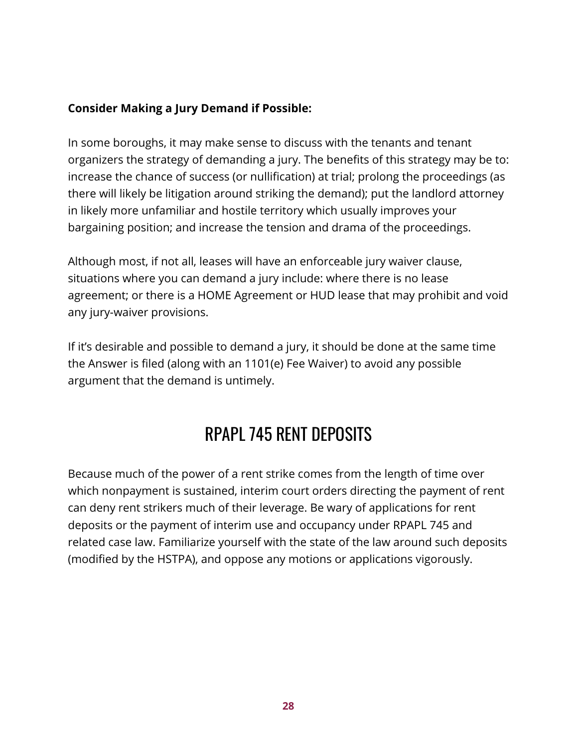**Consider Making a Jury Demand if Possible:**

In some boroughs, it may make sense to discuss with the tenants and tenant organizers the strategy of demanding a jury. The benefits of this strategy may be to: increase the chance of success (or nullification) at trial; prolong the proceedings (as there will likely be litigation around striking the demand); put the landlord attorney in likely more unfamiliar and hostile territory which usually improves your bargaining position; and increase the tension and drama of the proceedings.

Although most, if not all, leases will have an enforceable jury waiver clause, situations where you can demand a jury include: where there is no lease agreement; or there is a HOME Agreement or HUD lease that may prohibit and void any jury-waiver provisions.

If it's desirable and possible to demand a jury, it should be done at the same time the Answer is filed (along with an 1101(e) Fee Waiver) to avoid any possible argument that the demand is untimely.

## RPAPL 745 RENT DEPOSITS

Because much of the power of a rent strike comes from the length of time over which nonpayment is sustained, interim court orders directing the payment of rent can deny rent strikers much of their leverage. Be wary of applications for rent deposits or the payment of interim use and occupancy under RPAPL 745 and related case law. Familiarize yourself with the state of the law around such deposits (modified by the HSTPA), and oppose any motions or applications vigorously.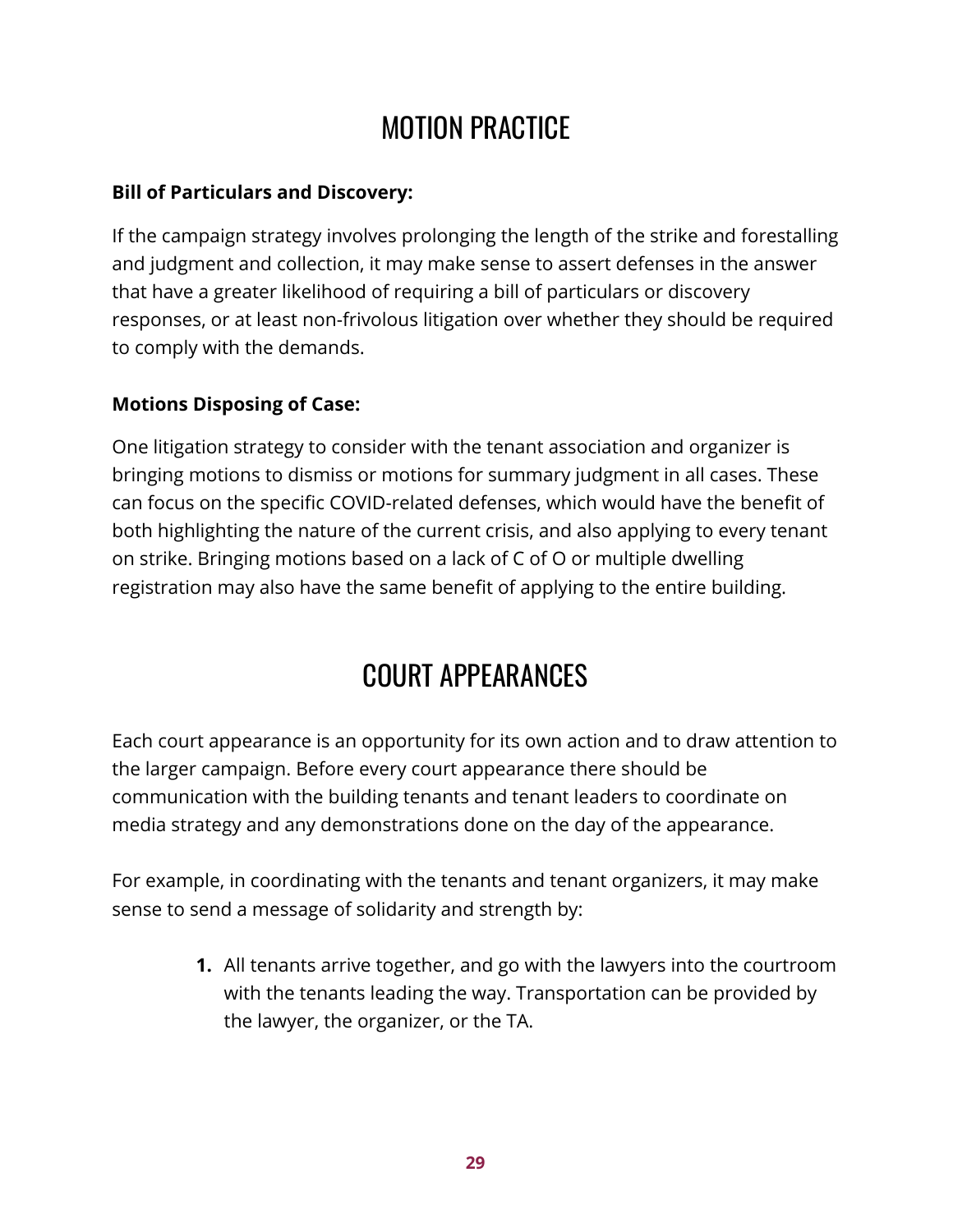## MOTION PRACTICE

**Bill of Particulars and Discovery:**

If the campaign strategy involves prolonging the length of the strike and forestalling and judgment and collection, it may make sense to assert defenses in the answer that have a greater likelihood of requiring a bill of particulars or discovery responses, or at least non-frivolous litigation over whether they should be required to comply with the demands.

**Motions Disposing of Case:**

One litigation strategy to consider with the tenant association and organizer is bringing motions to dismiss or motions for summary judgment in all cases. These can focus on the specific COVID-related defenses, which would have the benefit of both highlighting the nature of the current crisis, and also applying to every tenant on strike. Bringing motions based on a lack of C of O or multiple dwelling registration may also have the same benefit of applying to the entire building.

## COURT APPEARANCES

Each court appearance is an opportunity for its own action and to draw attention to the larger campaign. Before every court appearance there should be communication with the building tenants and tenant leaders to coordinate on media strategy and any demonstrations done on the day of the appearance.

For example, in coordinating with the tenants and tenant organizers, it may make sense to send a message of solidarity and strength by:

1. All tenants arrive together, and go with the lawyers into the courtroom with the tenants leading the way. Transportation can be provided by the lawyer, the organizer, or the TA.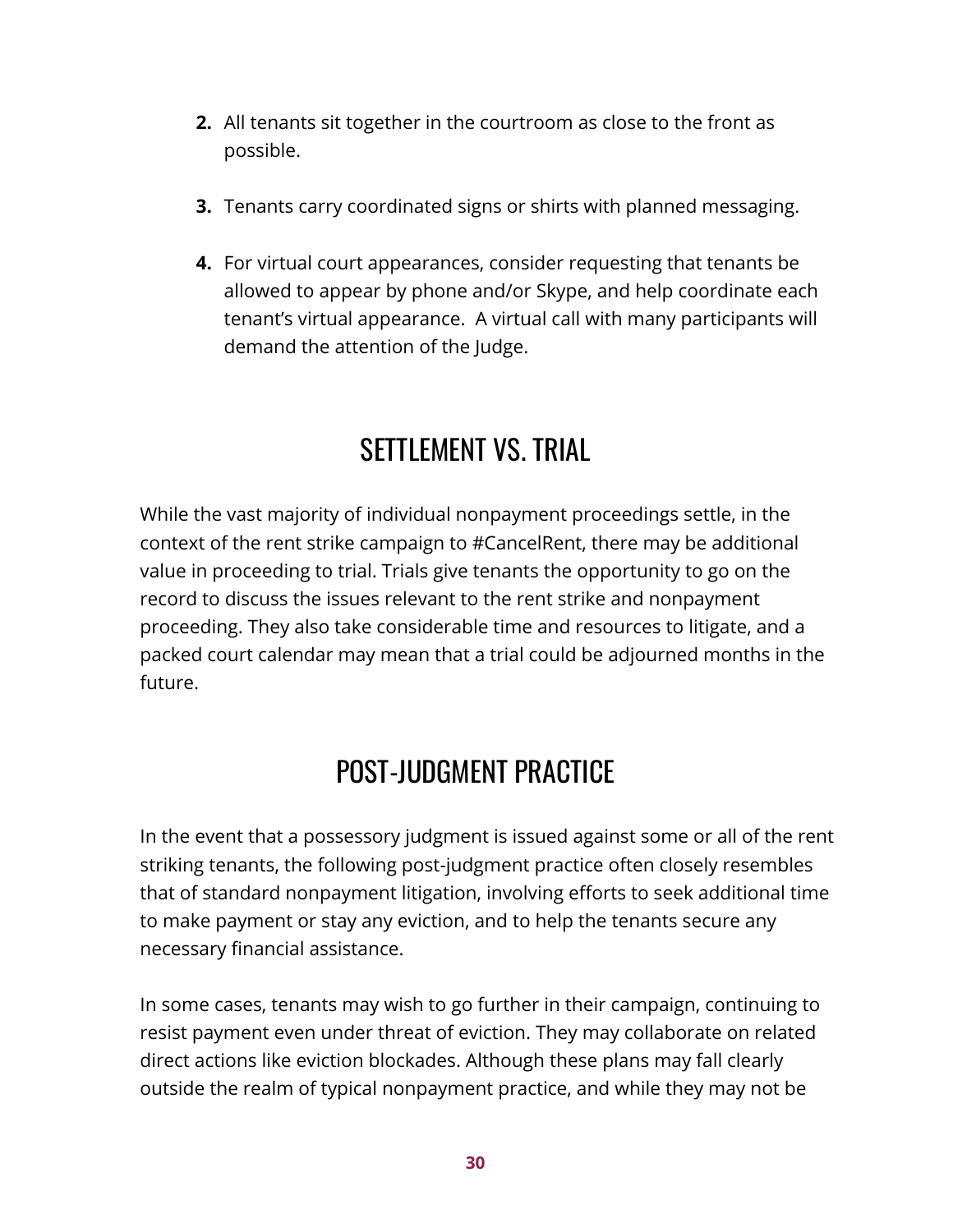2. All tenants sit together in the courtroom as close to the front as possible.

3. Tenants carry coordinated signs or shirts with planned messaging.

4. For virtual court appearances, consider requesting that tenants be allowed to appear by phone and/or Skype, and help coordinate each tenant's virtual appearance.  A virtual call with many participants will demand the attention of the Judge.

## SETTLEMENT VS. TRIAL

While the vast majority of individual nonpayment proceedings settle, in the context of the rent strike campaign to #CancelRent, there may be additional value in proceeding to trial. Trials give tenants the opportunity to go on the record to discuss the issues relevant to the rent strike and nonpayment proceeding. They also take considerable time and resources to litigate, and a packed court calendar may mean that a trial could be adjourned months in the future.

## POST-JUDGMENT PRACTICE

In the event that a possessory judgment is issued against some or all of the rent striking tenants, the following post-judgment practice often closely resembles that of standard nonpayment litigation, involving efforts to seek additional time to make payment or stay any eviction, and to help the tenants secure any necessary financial assistance.

In some cases, tenants may wish to go further in their campaign, continuing to resist payment even under threat of eviction. They may collaborate on related direct actions like eviction blockades. Although these plans may fall clearly outside the realm of typical nonpayment practice, and while they may not be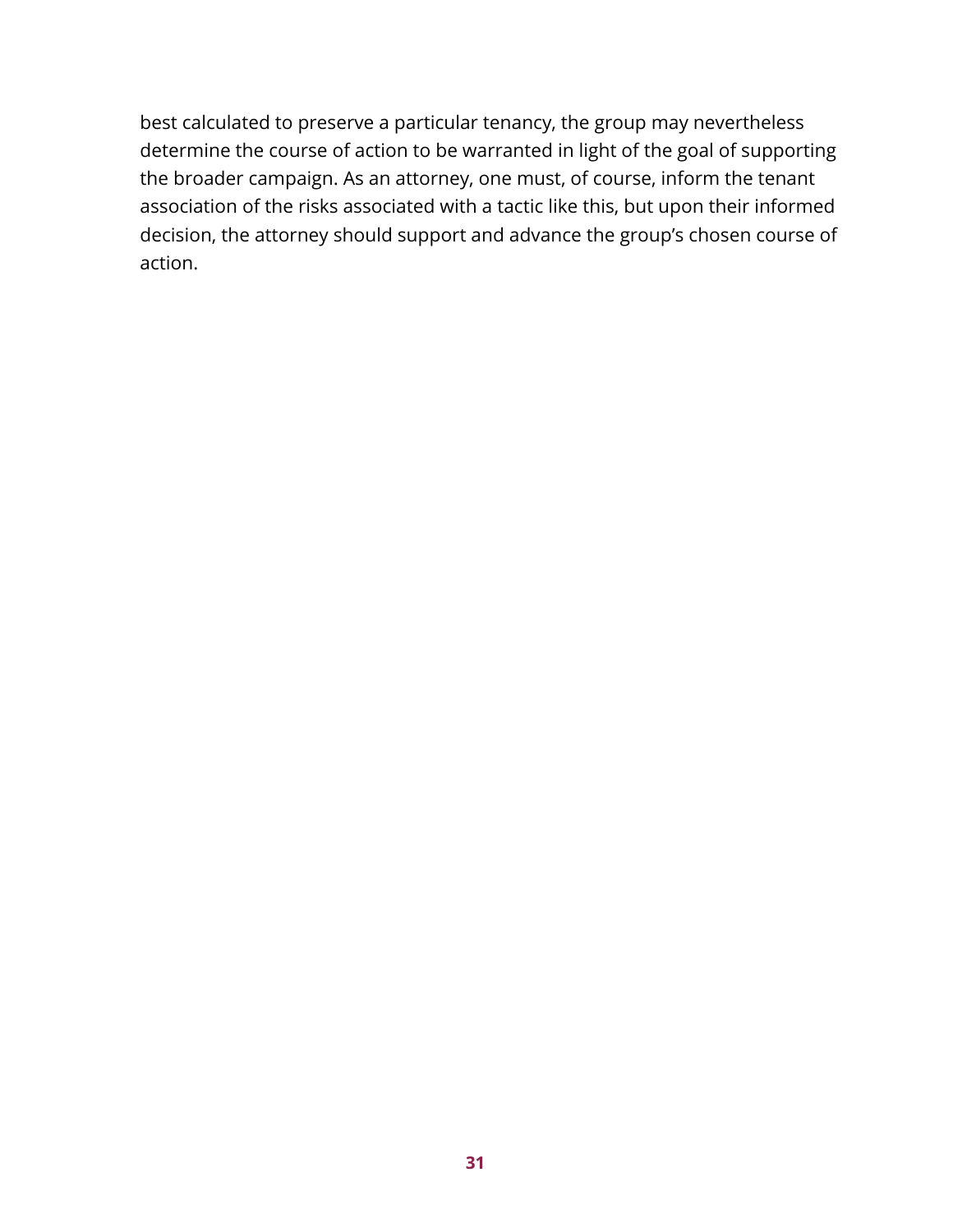best calculated to preserve a particular tenancy, the group may nevertheless determine the course of action to be warranted in light of the goal of supporting the broader campaign. As an attorney, one must, of course, inform the tenant association of the risks associated with a tactic like this, but upon their informed decision, the attorney should support and advance the group's chosen course of action.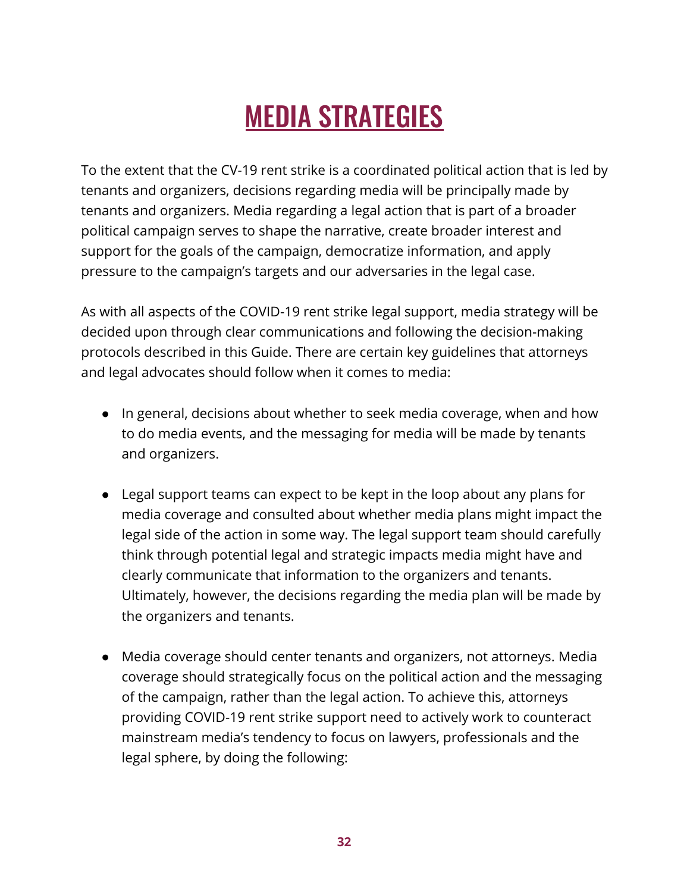# MEDIA STRATEGIES

To the extent that the CV-19 rent strike is a coordinated political action that is led by tenants and organizers, decisions regarding media will be principally made by tenants and organizers. Media regarding a legal action that is part of a broader political campaign serves to shape the narrative, create broader interest and support for the goals of the campaign, democratize information, and apply pressure to the campaign's targets and our adversaries in the legal case.

As with all aspects of the COVID-19 rent strike legal support, media strategy will be decided upon through clear communications and following the decision-making protocols described in this Guide. There are certain key guidelines that attorneys and legal advocates should follow when it comes to media:

- In general, decisions about whether to seek media coverage, when and how to do media events, and the messaging for media will be made by tenants and organizers.

- Legal support teams can expect to be kept in the loop about any plans for media coverage and consulted about whether media plans might impact the legal side of the action in some way. The legal support team should carefully think through potential legal and strategic impacts media might have and clearly communicate that information to the organizers and tenants. Ultimately, however, the decisions regarding the media plan will be made by the organizers and tenants.

- Media coverage should center tenants and organizers, not attorneys. Media coverage should strategically focus on the political action and the messaging of the campaign, rather than the legal action. To achieve this, attorneys providing COVID-19 rent strike support need to actively work to counteract mainstream media's tendency to focus on lawyers, professionals and the legal sphere, by doing the following: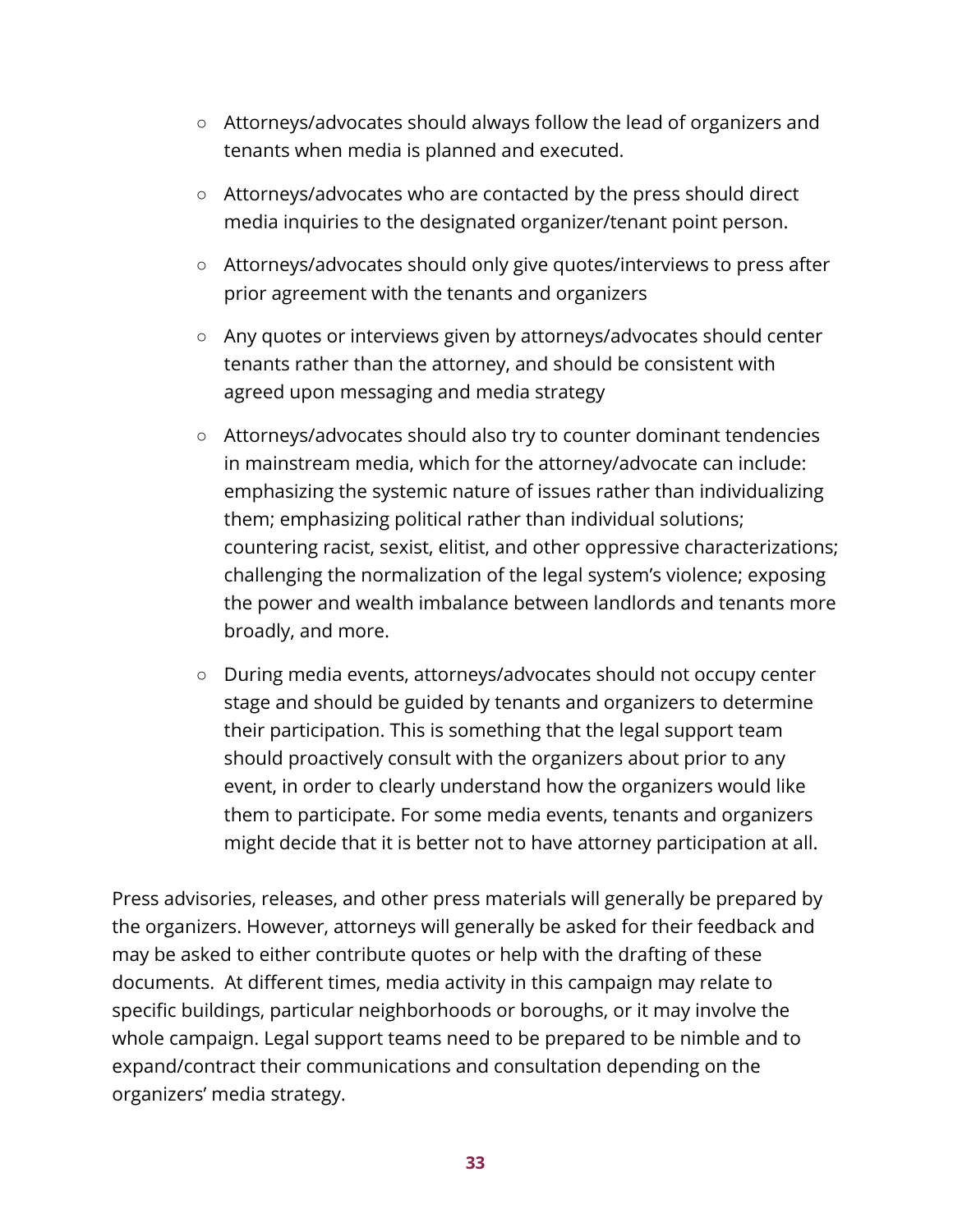- Attorneys/advocates should always follow the lead of organizers and tenants when media is planned and executed.
- Attorneys/advocates who are contacted by the press should direct media inquiries to the designated organizer/tenant point person.
- Attorneys/advocates should only give quotes/interviews to press after prior agreement with the tenants and organizers
- Any quotes or interviews given by attorneys/advocates should center tenants rather than the attorney, and should be consistent with agreed upon messaging and media strategy
- Attorneys/advocates should also try to counter dominant tendencies in mainstream media, which for the attorney/advocate can include: emphasizing the systemic nature of issues rather than individualizing them; emphasizing political rather than individual solutions; countering racist, sexist, elitist, and other oppressive characterizations; challenging the normalization of the legal system's violence; exposing the power and wealth imbalance between landlords and tenants more broadly, and more.
- During media events, attorneys/advocates should not occupy center stage and should be guided by tenants and organizers to determine their participation. This is something that the legal support team should proactively consult with the organizers about prior to any event, in order to clearly understand how the organizers would like them to participate. For some media events, tenants and organizers might decide that it is better not to have attorney participation at all.

Press advisories, releases, and other press materials will generally be prepared by the organizers. However, attorneys will generally be asked for their feedback and may be asked to either contribute quotes or help with the drafting of these documents. At different times, media activity in this campaign may relate to specific buildings, particular neighborhoods or boroughs, or it may involve the whole campaign. Legal support teams need to be prepared to be nimble and to expand/contract their communications and consultation depending on the organizers' media strategy.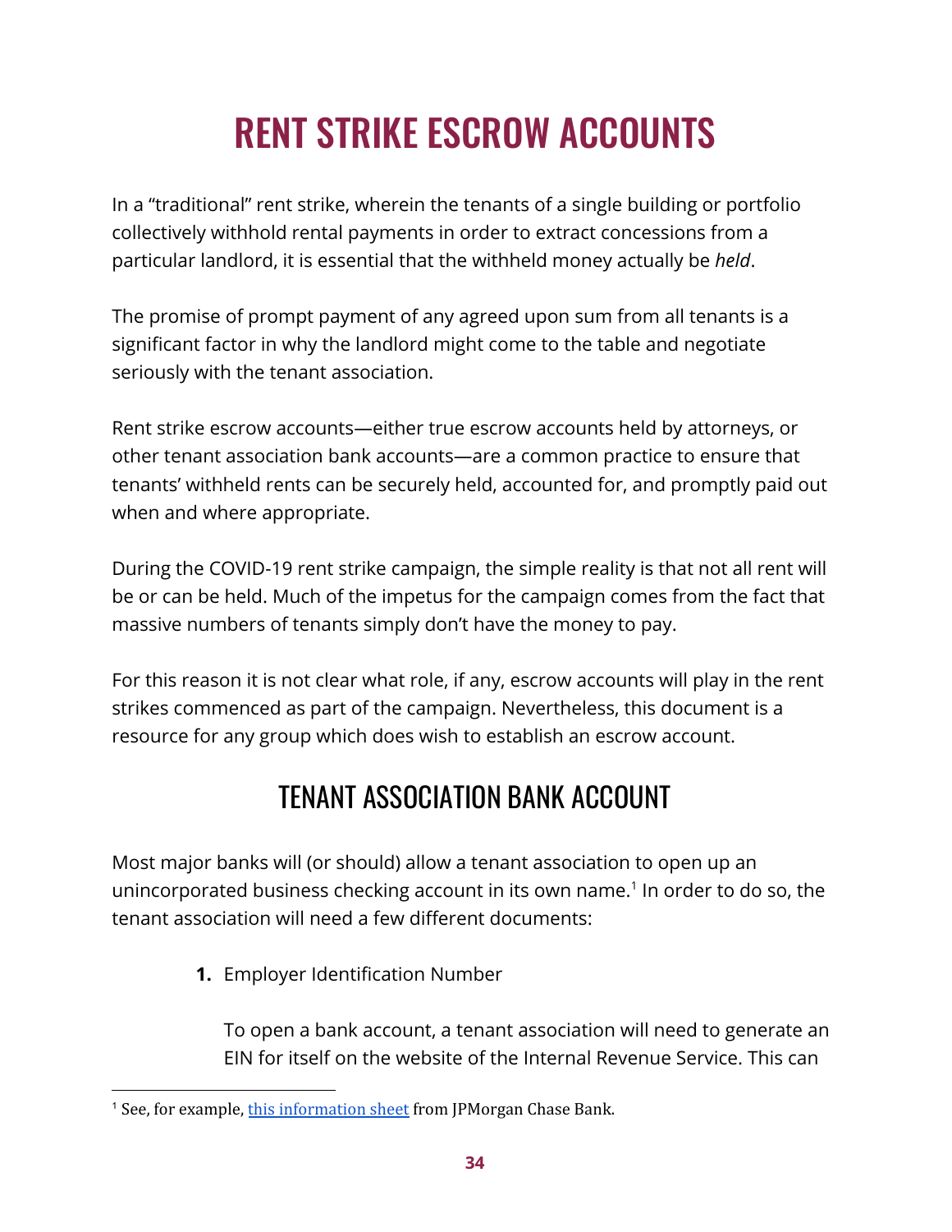# RENT STRIKE ESCROW ACCOUNTS

In a "traditional" rent strike, wherein the tenants of a single building or portfolio collectively withhold rental payments in order to extract concessions from a particular landlord, it is essential that the withheld money actually be *held*.

The promise of prompt payment of any agreed upon sum from all tenants is a significant factor in why the landlord might come to the table and negotiate seriously with the tenant association.

Rent strike escrow accounts—either true escrow accounts held by attorneys, or other tenant association bank accounts—are a common practice to ensure that tenants' withheld rents can be securely held, accounted for, and promptly paid out when and where appropriate.

During the COVID-19 rent strike campaign, the simple reality is that not all rent will be or can be held. Much of the impetus for the campaign comes from the fact that massive numbers of tenants simply don't have the money to pay.

For this reason it is not clear what role, if any, escrow accounts will play in the rent strikes commenced as part of the campaign. Nevertheless, this document is a resource for any group which does wish to establish an escrow account.

## TENANT ASSOCIATION BANK ACCOUNT

Most major banks will (or should) allow a tenant association to open up an unincorporated business checking account in its own name.[1] In order to do so, the tenant association will need a few different documents:

1. Employer Identification Number

   To open a bank account, a tenant association will need to generate an EIN for itself on the website of the Internal Revenue Service. This can

[1] See, for example, this information sheet from JPMorgan Chase Bank.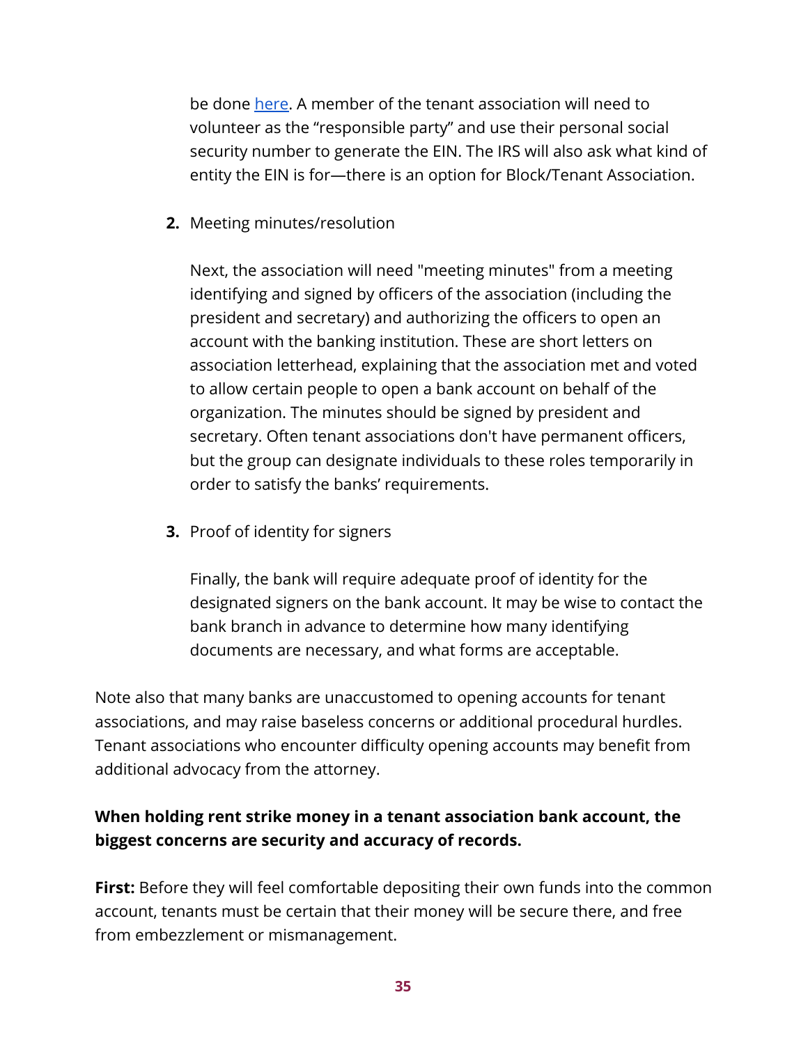be done [here](). A member of the tenant association will need to volunteer as the "responsible party" and use their personal social security number to generate the EIN. The IRS will also ask what kind of entity the EIN is for—there is an option for Block/Tenant Association.

2. Meeting minutes/resolution

   Next, the association will need "meeting minutes" from a meeting identifying and signed by officers of the association (including the president and secretary) and authorizing the officers to open an account with the banking institution. These are short letters on association letterhead, explaining that the association met and voted to allow certain people to open a bank account on behalf of the organization. The minutes should be signed by president and secretary. Often tenant associations don't have permanent officers, but the group can designate individuals to these roles temporarily in order to satisfy the banks' requirements.

3. Proof of identity for signers

   Finally, the bank will require adequate proof of identity for the designated signers on the bank account. It may be wise to contact the bank branch in advance to determine how many identifying documents are necessary, and what forms are acceptable.

Note also that many banks are unaccustomed to opening accounts for tenant associations, and may raise baseless concerns or additional procedural hurdles. Tenant associations who encounter difficulty opening accounts may benefit from additional advocacy from the attorney.

**When holding rent strike money in a tenant association bank account, the biggest concerns are security and accuracy of records.**

**First:** Before they will feel comfortable depositing their own funds into the common account, tenants must be certain that their money will be secure there, and free from embezzlement or mismanagement.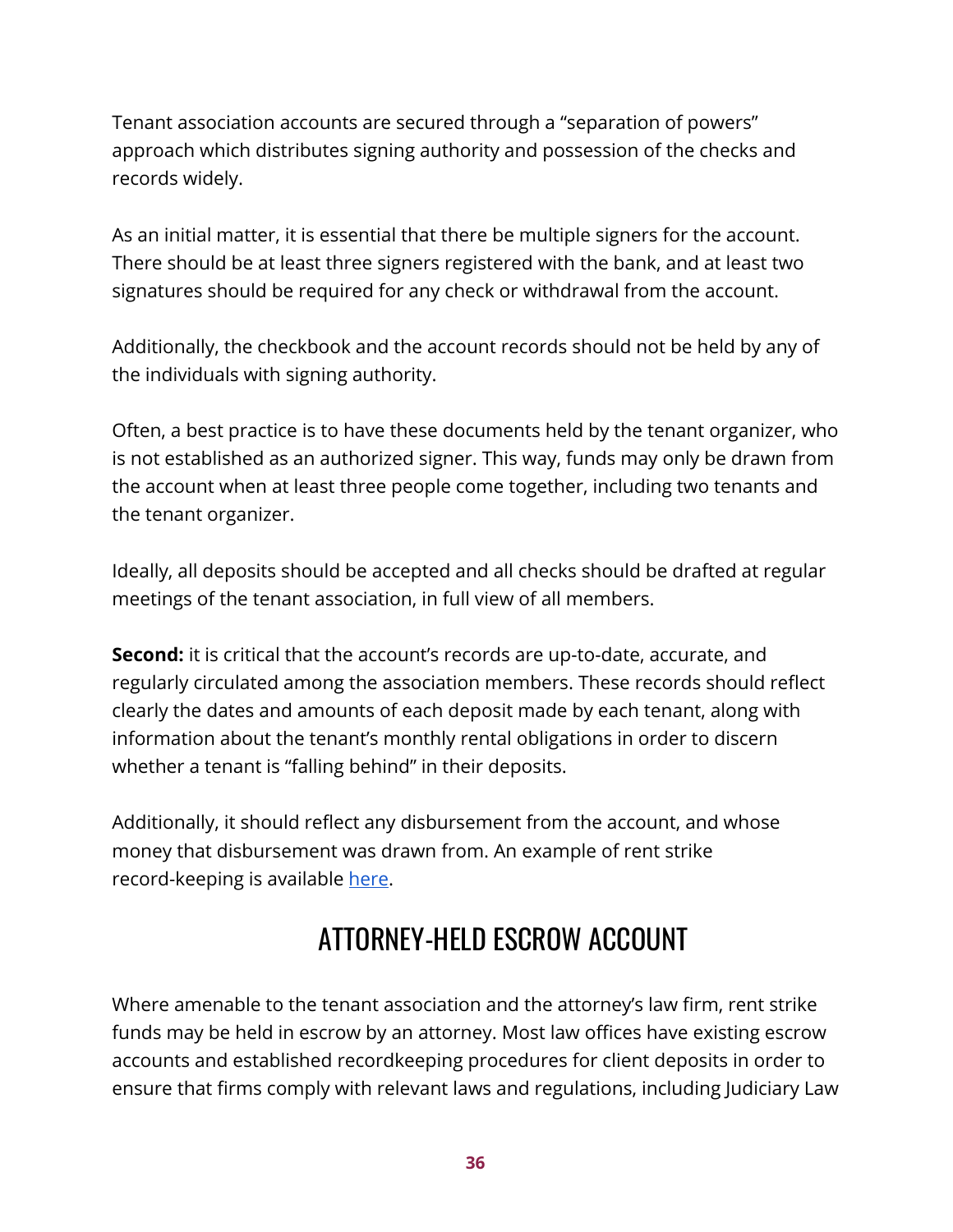Tenant association accounts are secured through a "separation of powers" approach which distributes signing authority and possession of the checks and records widely.

As an initial matter, it is essential that there be multiple signers for the account. There should be at least three signers registered with the bank, and at least two signatures should be required for any check or withdrawal from the account.

Additionally, the checkbook and the account records should not be held by any of the individuals with signing authority.

Often, a best practice is to have these documents held by the tenant organizer, who is not established as an authorized signer. This way, funds may only be drawn from the account when at least three people come together, including two tenants and the tenant organizer.

Ideally, all deposits should be accepted and all checks should be drafted at regular meetings of the tenant association, in full view of all members.

**Second:** it is critical that the account's records are up-to-date, accurate, and regularly circulated among the association members. These records should reflect clearly the dates and amounts of each deposit made by each tenant, along with information about the tenant's monthly rental obligations in order to discern whether a tenant is "falling behind" in their deposits.

Additionally, it should reflect any disbursement from the account, and whose money that disbursement was drawn from. An example of rent strike record-keeping is available [here](#).

## ATTORNEY-HELD ESCROW ACCOUNT

Where amenable to the tenant association and the attorney's law firm, rent strike funds may be held in escrow by an attorney. Most law offices have existing escrow accounts and established recordkeeping procedures for client deposits in order to ensure that firms comply with relevant laws and regulations, including Judiciary Law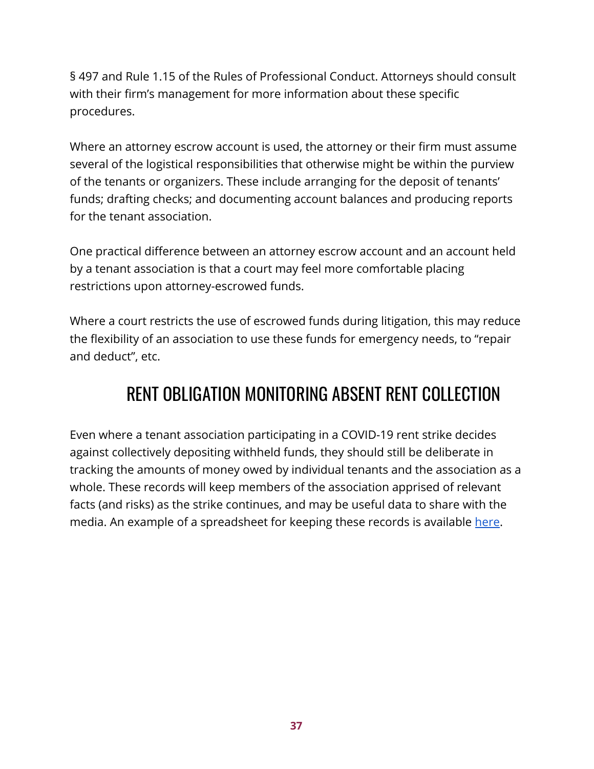§ 497 and Rule 1.15 of the Rules of Professional Conduct. Attorneys should consult with their firm's management for more information about these specific procedures.

Where an attorney escrow account is used, the attorney or their firm must assume several of the logistical responsibilities that otherwise might be within the purview of the tenants or organizers. These include arranging for the deposit of tenants' funds; drafting checks; and documenting account balances and producing reports for the tenant association.

One practical difference between an attorney escrow account and an account held by a tenant association is that a court may feel more comfortable placing restrictions upon attorney-escrowed funds.

Where a court restricts the use of escrowed funds during litigation, this may reduce the flexibility of an association to use these funds for emergency needs, to "repair and deduct", etc.

## RENT OBLIGATION MONITORING ABSENT RENT COLLECTION

Even where a tenant association participating in a COVID-19 rent strike decides against collectively depositing withheld funds, they should still be deliberate in tracking the amounts of money owed by individual tenants and the association as a whole. These records will keep members of the association apprised of relevant facts (and risks) as the strike continues, and may be useful data to share with the media. An example of a spreadsheet for keeping these records is available here.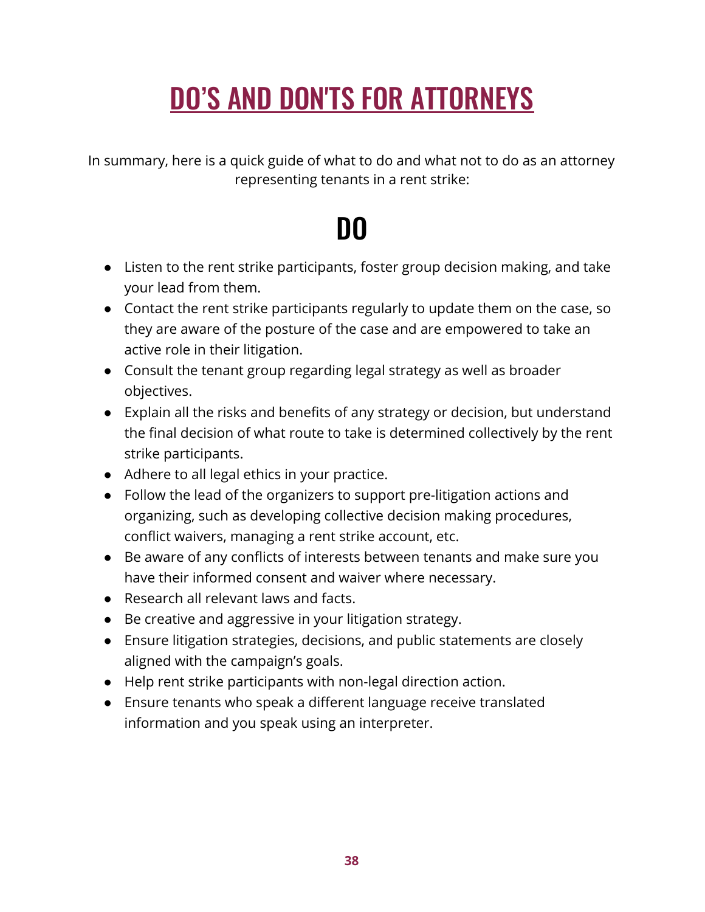# DO'S AND DON'TS FOR ATTORNEYS

In summary, here is a quick guide of what to do and what not to do as an attorney representing tenants in a rent strike:

## DO

- Listen to the rent strike participants, foster group decision making, and take your lead from them.
- Contact the rent strike participants regularly to update them on the case, so they are aware of the posture of the case and are empowered to take an active role in their litigation.
- Consult the tenant group regarding legal strategy as well as broader objectives.
- Explain all the risks and benefits of any strategy or decision, but understand the final decision of what route to take is determined collectively by the rent strike participants.
- Adhere to all legal ethics in your practice.
- Follow the lead of the organizers to support pre-litigation actions and organizing, such as developing collective decision making procedures, conflict waivers, managing a rent strike account, etc.
- Be aware of any conflicts of interests between tenants and make sure you have their informed consent and waiver where necessary.
- Research all relevant laws and facts.
- Be creative and aggressive in your litigation strategy.
- Ensure litigation strategies, decisions, and public statements are closely aligned with the campaign's goals.
- Help rent strike participants with non-legal direction action.
- Ensure tenants who speak a different language receive translated information and you speak using an interpreter.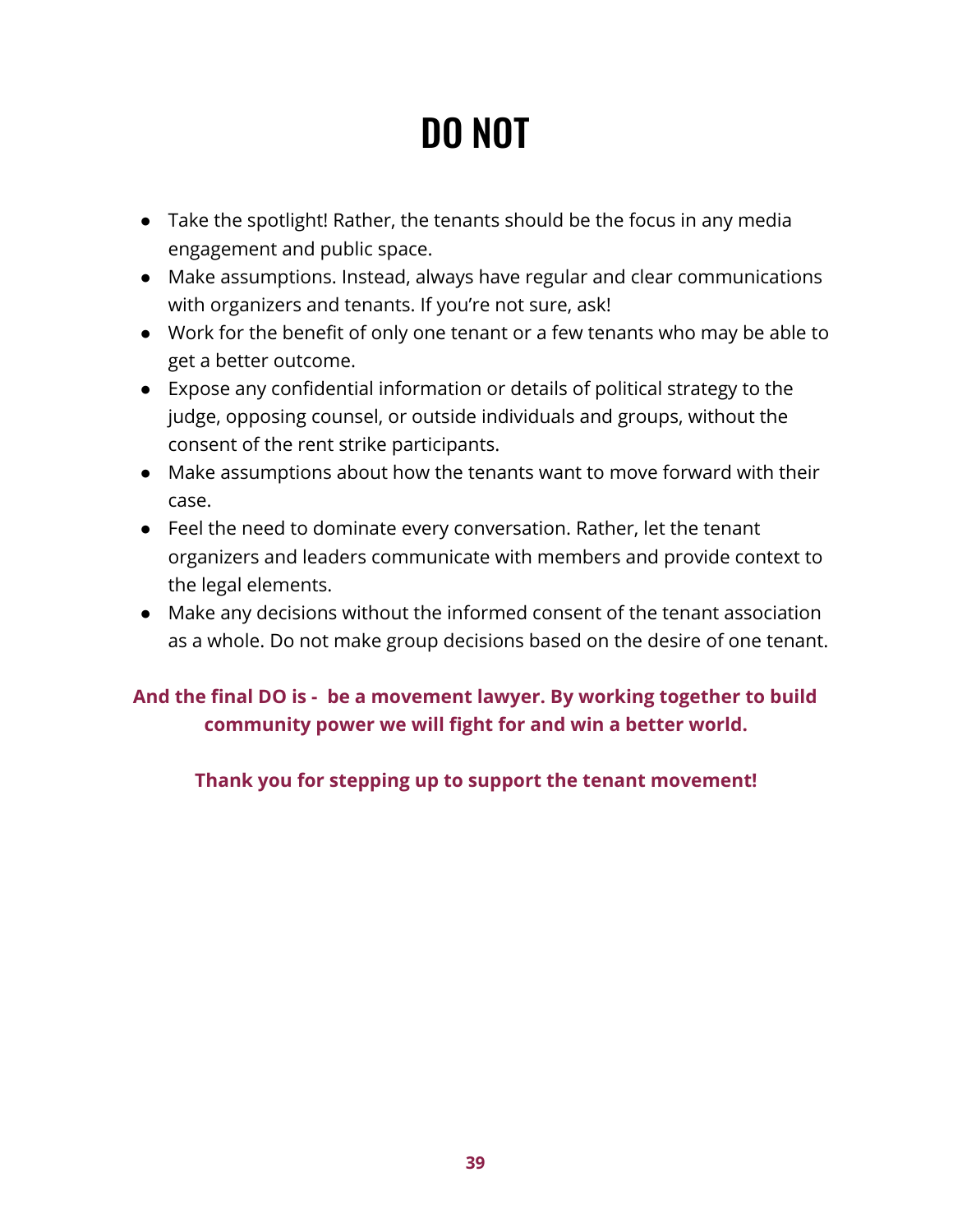# DO NOT

- Take the spotlight! Rather, the tenants should be the focus in any media engagement and public space.
- Make assumptions. Instead, always have regular and clear communications with organizers and tenants. If you're not sure, ask!
- Work for the benefit of only one tenant or a few tenants who may be able to get a better outcome.
- Expose any confidential information or details of political strategy to the judge, opposing counsel, or outside individuals and groups, without the consent of the rent strike participants.
- Make assumptions about how the tenants want to move forward with their case.
- Feel the need to dominate every conversation. Rather, let the tenant organizers and leaders communicate with members and provide context to the legal elements.
- Make any decisions without the informed consent of the tenant association as a whole. Do not make group decisions based on the desire of one tenant.

**And the final DO is - be a movement lawyer. By working together to build community power we will fight for and win a better world.**

**Thank you for stepping up to support the tenant movement!**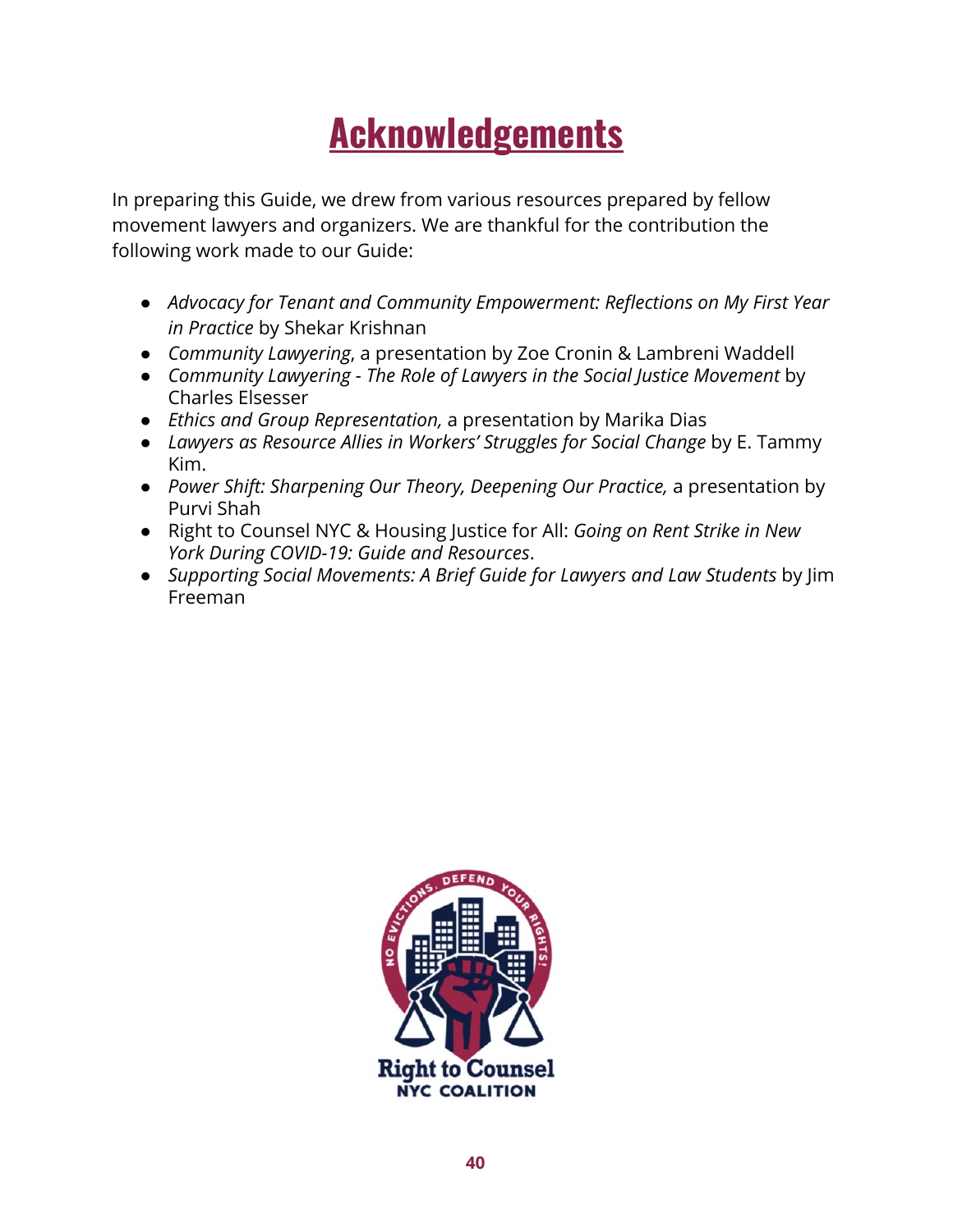# Acknowledgements

In preparing this Guide, we drew from various resources prepared by fellow movement lawyers and organizers. We are thankful for the contribution the following work made to our Guide:

- *Advocacy for Tenant and Community Empowerment: Reflections on My First Year in Practice* by Shekar Krishnan
- *Community Lawyering*, a presentation by Zoe Cronin & Lambreni Waddell
- *Community Lawyering - The Role of Lawyers in the Social Justice Movement* by Charles Elsesser
- *Ethics and Group Representation,* a presentation by Marika Dias
- *Lawyers as Resource Allies in Workers' Struggles for Social Change* by E. Tammy Kim.
- *Power Shift: Sharpening Our Theory, Deepening Our Practice,* a presentation by Purvi Shah
- Right to Counsel NYC & Housing Justice for All: *Going on Rent Strike in New York During COVID-19: Guide and Resources*.
- *Supporting Social Movements: A Brief Guide for Lawyers and Law Students* by Jim Freeman

NO EVICTIONS, DEFEND YOUR RIGHTS!

Right to Counsel
NYC COALITION